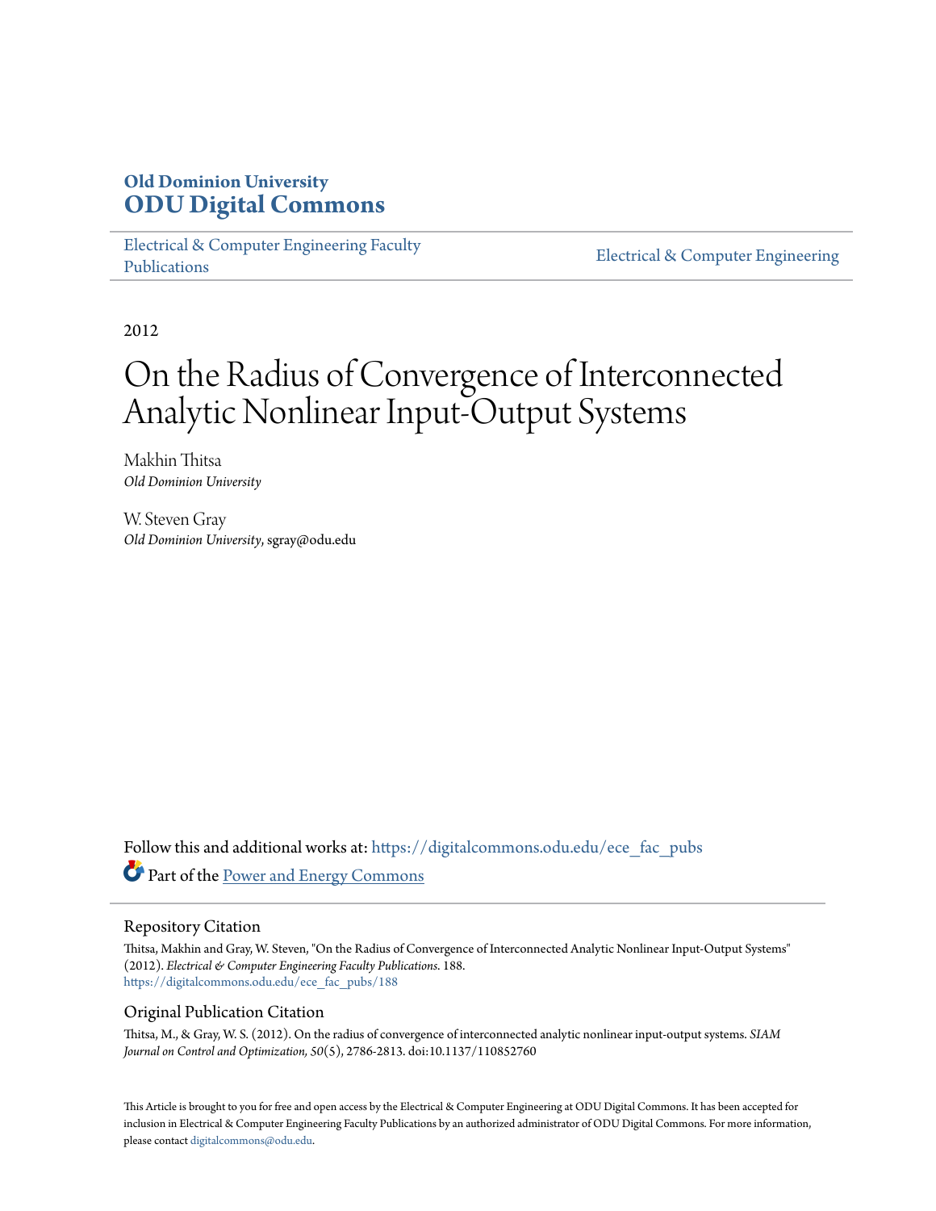**Old Dominion University**
**ODU Digital Commons**

Electrical & Computer Engineering Faculty Publications | Electrical & Computer Engineering

2012

# On the Radius of Convergence of Interconnected Analytic Nonlinear Input-Output Systems

Makhin Thitsa
*Old Dominion University*

W. Steven Gray
*Old Dominion University*, sgray@odu.edu

Follow this and additional works at: https://digitalcommons.odu.edu/ece_fac_pubs

Part of the Power and Energy Commons

## Repository Citation

Thitsa, Makhin and Gray, W. Steven, "On the Radius of Convergence of Interconnected Analytic Nonlinear Input-Output Systems" (2012). *Electrical & Computer Engineering Faculty Publications*. 188.
https://digitalcommons.odu.edu/ece_fac_pubs/188

## Original Publication Citation

Thitsa, M., & Gray, W. S. (2012). On the radius of convergence of interconnected analytic nonlinear input-output systems. *SIAM Journal on Control and Optimization, 50*(5), 2786-2813. doi:10.1137/110852760

This Article is brought to you for free and open access by the Electrical & Computer Engineering at ODU Digital Commons. It has been accepted for inclusion in Electrical & Computer Engineering Faculty Publications by an authorized administrator of ODU Digital Commons. For more information, please contact digitalcommons@odu.edu.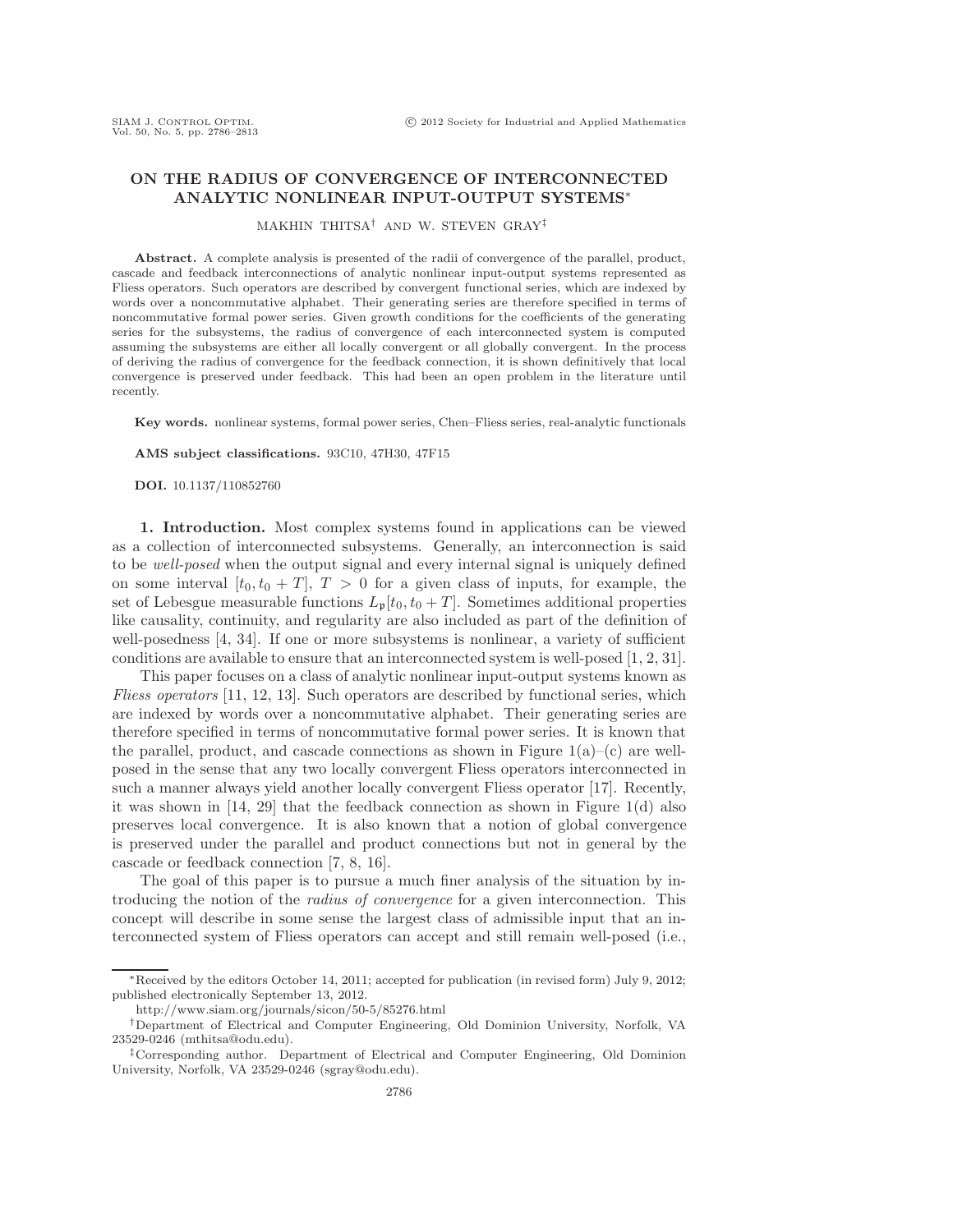# ON THE RADIUS OF CONVERGENCE OF INTERCONNECTED ANALYTIC NONLINEAR INPUT-OUTPUT SYSTEMS*

MAKHIN THITSA[†] AND W. STEVEN GRAY[‡]

**Abstract.** A complete analysis is presented of the radii of convergence of the parallel, product, cascade and feedback interconnections of analytic nonlinear input-output systems represented as Fliess operators. Such operators are described by convergent functional series, which are indexed by words over a noncommutative alphabet. Their generating series are therefore specified in terms of noncommutative formal power series. Given growth conditions for the coefficients of the generating series for the subsystems, the radius of convergence of each interconnected system is computed assuming the subsystems are either all locally convergent or all globally convergent. In the process of deriving the radius of convergence for the feedback connection, it is shown definitively that local convergence is preserved under feedback. This had been an open problem in the literature until recently.

**Key words.** nonlinear systems, formal power series, Chen–Fliess series, real-analytic functionals

**AMS subject classifications.** 93C10, 47H30, 47F15

**DOI.** 10.1137/110852760

**1. Introduction.** Most complex systems found in applications can be viewed as a collection of interconnected subsystems. Generally, an interconnection is said to be *well-posed* when the output signal and every internal signal is uniquely defined on some interval $[t_0, t_0 + T]$, $T > 0$ for a given class of inputs, for example, the set of Lebesgue measurable functions $L_{\mathfrak{p}}[t_0, t_0 + T]$. Sometimes additional properties like causality, continuity, and regularity are also included as part of the definition of well-posedness [4, 34]. If one or more subsystems is nonlinear, a variety of sufficient conditions are available to ensure that an interconnected system is well-posed [1, 2, 31].

This paper focuses on a class of analytic nonlinear input-output systems known as *Fliess operators* [11, 12, 13]. Such operators are described by functional series, which are indexed by words over a noncommutative alphabet. Their generating series are therefore specified in terms of noncommutative formal power series. It is known that the parallel, product, and cascade connections as shown in Figure 1(a)–(c) are well-posed in the sense that any two locally convergent Fliess operators interconnected in such a manner always yield another locally convergent Fliess operator [17]. Recently, it was shown in [14, 29] that the feedback connection as shown in Figure 1(d) also preserves local convergence. It is also known that a notion of global convergence is preserved under the parallel and product connections but not in general by the cascade or feedback connection [7, 8, 16].

The goal of this paper is to pursue a much finer analysis of the situation by introducing the notion of the *radius of convergence* for a given interconnection. This concept will describe in some sense the largest class of admissible input that an interconnected system of Fliess operators can accept and still remain well-posed (i.e.,

---

*Received by the editors October 14, 2011; accepted for publication (in revised form) July 9, 2012; published electronically September 13, 2012.
http://www.siam.org/journals/sicon/50-5/85276.html

[†]Department of Electrical and Computer Engineering, Old Dominion University, Norfolk, VA 23529-0246 (mthitsa@odu.edu).

[‡]Corresponding author. Department of Electrical and Computer Engineering, Old Dominion University, Norfolk, VA 23529-0246 (sgray@odu.edu).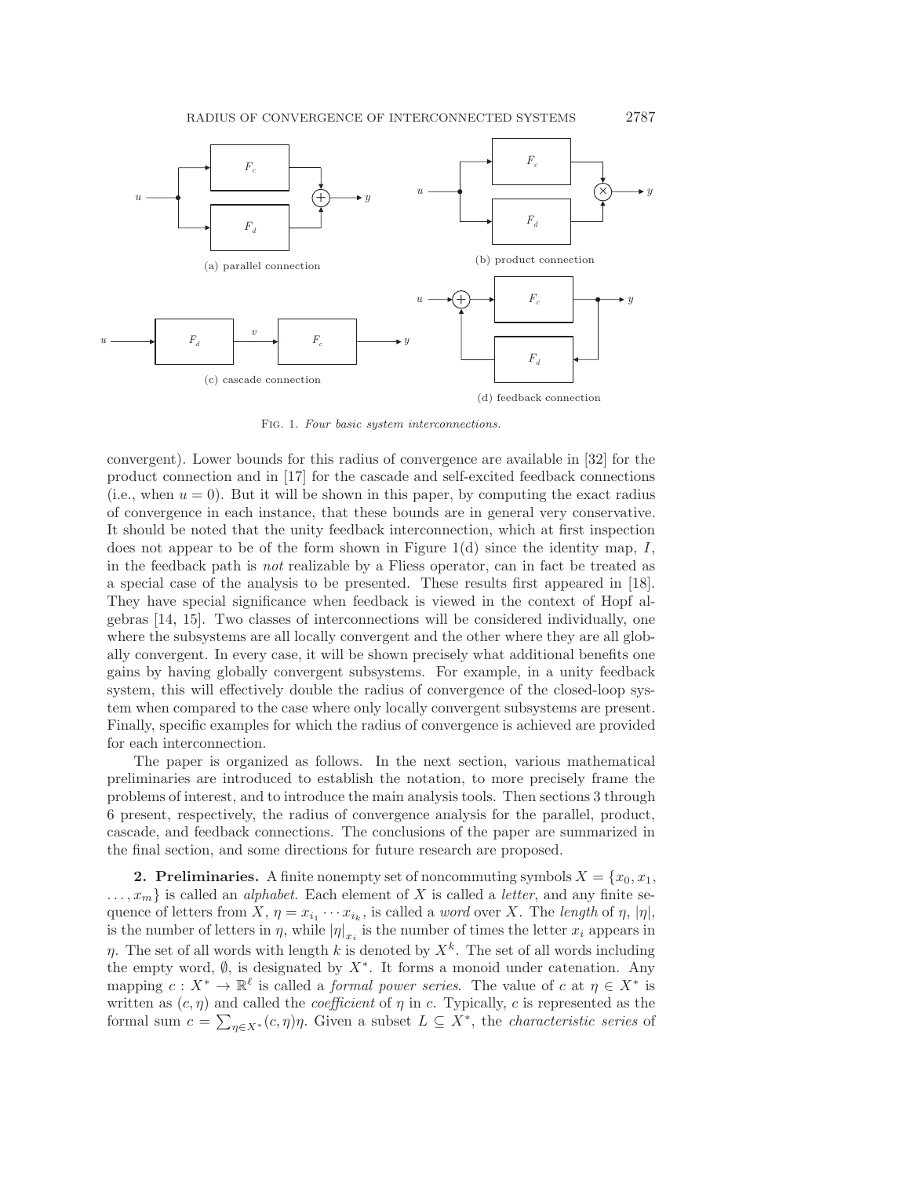Fig. 1. *Four basic system interconnections.*

convergent). Lower bounds for this radius of convergence are available in [32] for the product connection and in [17] for the cascade and self-excited feedback connections (i.e., when $u = 0$). But it will be shown in this paper, by computing the exact radius of convergence in each instance, that these bounds are in general very conservative. It should be noted that the unity feedback interconnection, which at first inspection does not appear to be of the form shown in Figure 1(d) since the identity map, $I$, in the feedback path is *not* realizable by a Fliess operator, can in fact be treated as a special case of the analysis to be presented. These results first appeared in [18]. They have special significance when feedback is viewed in the context of Hopf algebras [14, 15]. Two classes of interconnections will be considered individually, one where the subsystems are all locally convergent and the other where they are all globally convergent. In every case, it will be shown precisely what additional benefits one gains by having globally convergent subsystems. For example, in a unity feedback system, this will effectively double the radius of convergence of the closed-loop system when compared to the case where only locally convergent subsystems are present. Finally, specific examples for which the radius of convergence is achieved are provided for each interconnection.

The paper is organized as follows. In the next section, various mathematical preliminaries are introduced to establish the notation, to more precisely frame the problems of interest, and to introduce the main analysis tools. Then sections 3 through 6 present, respectively, the radius of convergence analysis for the parallel, product, cascade, and feedback connections. The conclusions of the paper are summarized in the final section, and some directions for future research are proposed.

**2. Preliminaries.** A finite nonempty set of noncommuting symbols $X = \{x_0, x_1, \ldots, x_m\}$ is called an *alphabet*. Each element of $X$ is called a *letter*, and any finite sequence of letters from $X$, $\eta = x_{i_1} \cdots x_{i_k}$, is called a *word* over $X$. The *length* of $\eta$, $|\eta|$, is the number of letters in $\eta$, while $|\eta|_{x_i}$ is the number of times the letter $x_i$ appears in $\eta$. The set of all words with length $k$ is denoted by $X^k$. The set of all words including the empty word, $\emptyset$, is designated by $X^*$. It forms a monoid under catenation. Any mapping $c : X^* \to \mathbb{R}^\ell$ is called a *formal power series*. The value of $c$ at $\eta \in X^*$ is written as $(c, \eta)$ and called the *coefficient* of $\eta$ in $c$. Typically, $c$ is represented as the formal sum $c = \sum_{\eta \in X^*}(c, \eta)\eta$. Given a subset $L \subseteq X^*$, the *characteristic series* of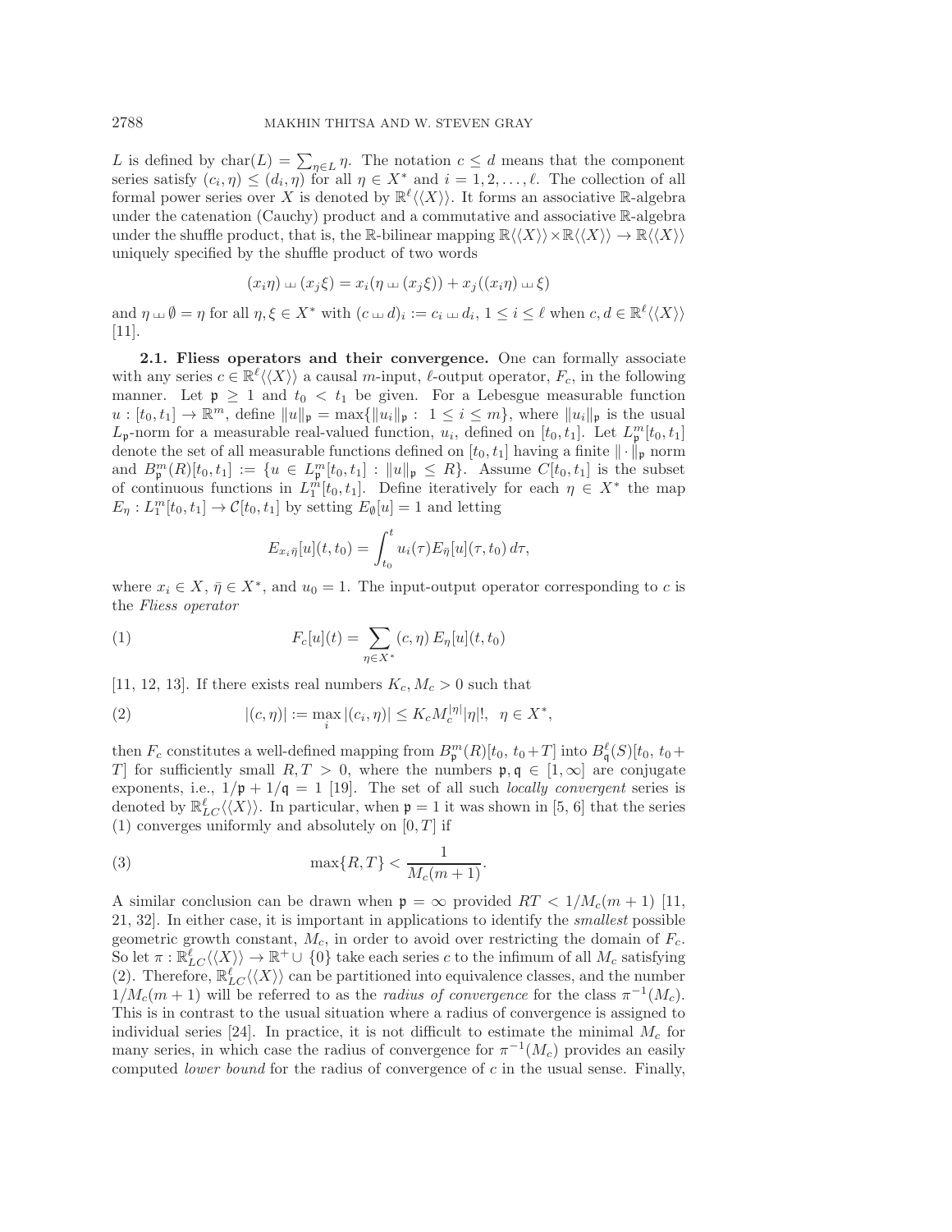$L$ is defined by $\mathrm{char}(L) = \sum_{\eta \in L} \eta$. The notation $c \leq d$ means that the component series satisfy $(c_i, \eta) \leq (d_i, \eta)$ for all $\eta \in X^*$ and $i = 1, 2, \ldots, \ell$. The collection of all formal power series over $X$ is denoted by $\mathbb{R}^\ell\langle\langle X \rangle\rangle$. It forms an associative $\mathbb{R}$-algebra under the catenation (Cauchy) product and a commutative and associative $\mathbb{R}$-algebra under the shuffle product, that is, the $\mathbb{R}$-bilinear mapping $\mathbb{R}\langle\langle X \rangle\rangle \times \mathbb{R}\langle\langle X \rangle\rangle \to \mathbb{R}\langle\langle X \rangle\rangle$ uniquely specified by the shuffle product of two words

$$(x_i \eta) \sqcup\!\sqcup (x_j \xi) = x_i(\eta \sqcup\!\sqcup (x_j \xi)) + x_j((x_i \eta) \sqcup\!\sqcup \xi)$$

and $\eta \sqcup\!\sqcup \emptyset = \eta$ for all $\eta, \xi \in X^*$ with $(c \sqcup\!\sqcup d)_i := c_i \sqcup\!\sqcup d_i$, $1 \leq i \leq \ell$ when $c, d \in \mathbb{R}^\ell\langle\langle X \rangle\rangle$ [11].

### 2.1. Fliess operators and their convergence.

One can formally associate with any series $c \in \mathbb{R}^\ell\langle\langle X \rangle\rangle$ a causal $m$-input, $\ell$-output operator, $F_c$, in the following manner. Let $\mathfrak{p} \geq 1$ and $t_0 < t_1$ be given. For a Lebesgue measurable function $u : [t_0, t_1] \to \mathbb{R}^m$, define $\|u\|_\mathfrak{p} = \max\{\|u_i\|_\mathfrak{p} : 1 \leq i \leq m\}$, where $\|u_i\|_\mathfrak{p}$ is the usual $L_\mathfrak{p}$-norm for a measurable real-valued function, $u_i$, defined on $[t_0, t_1]$. Let $L^m_\mathfrak{p}[t_0, t_1]$ denote the set of all measurable functions defined on $[t_0, t_1]$ having a finite $\|\cdot\|_\mathfrak{p}$ norm and $B^m_\mathfrak{p}(R)[t_0, t_1] := \{u \in L^m_\mathfrak{p}[t_0, t_1] : \|u\|_\mathfrak{p} \leq R\}$. Assume $C[t_0, t_1]$ is the subset of continuous functions in $L^m_1[t_0, t_1]$. Define iteratively for each $\eta \in X^*$ the map $E_\eta : L^m_1[t_0, t_1] \to \mathcal{C}[t_0, t_1]$ by setting $E_\emptyset[u] = 1$ and letting

$$E_{x_i \bar{\eta}}[u](t, t_0) = \int_{t_0}^{t} u_i(\tau) E_{\bar{\eta}}[u](\tau, t_0)\, d\tau,$$

where $x_i \in X$, $\bar{\eta} \in X^*$, and $u_0 = 1$. The input-output operator corresponding to $c$ is the *Fliess operator*

$$F_c[u](t) = \sum_{\eta \in X^*} (c, \eta)\, E_\eta[u](t, t_0) \tag{1}$$

[11, 12, 13]. If there exists real numbers $K_c, M_c > 0$ such that

$$|(c, \eta)| := \max_i |(c_i, \eta)| \leq K_c M_c^{|\eta|} |\eta|!, \quad \eta \in X^*, \tag{2}$$

then $F_c$ constitutes a well-defined mapping from $B^m_\mathfrak{p}(R)[t_0,\, t_0 + T]$ into $B^\ell_\mathfrak{q}(S)[t_0,\, t_0 + T]$ for sufficiently small $R, T > 0$, where the numbers $\mathfrak{p}, \mathfrak{q} \in [1, \infty]$ are conjugate exponents, i.e., $1/\mathfrak{p} + 1/\mathfrak{q} = 1$ [19]. The set of all such *locally convergent* series is denoted by $\mathbb{R}^\ell_{LC}\langle\langle X \rangle\rangle$. In particular, when $\mathfrak{p} = 1$ it was shown in [5, 6] that the series (1) converges uniformly and absolutely on $[0, T]$ if

$$\max\{R, T\} < \frac{1}{M_c(m + 1)}. \tag{3}$$

A similar conclusion can be drawn when $\mathfrak{p} = \infty$ provided $RT < 1/M_c(m + 1)$ [11, 21, 32]. In either case, it is important in applications to identify the *smallest* possible geometric growth constant, $M_c$, in order to avoid over restricting the domain of $F_c$. So let $\pi : \mathbb{R}^\ell_{LC}\langle\langle X \rangle\rangle \to \mathbb{R}^+ \cup \{0\}$ take each series $c$ to the infimum of all $M_c$ satisfying (2). Therefore, $\mathbb{R}^\ell_{LC}\langle\langle X \rangle\rangle$ can be partitioned into equivalence classes, and the number $1/M_c(m + 1)$ will be referred to as the *radius of convergence* for the class $\pi^{-1}(M_c)$. This is in contrast to the usual situation where a radius of convergence is assigned to individual series [24]. In practice, it is not difficult to estimate the minimal $M_c$ for many series, in which case the radius of convergence for $\pi^{-1}(M_c)$ provides an easily computed *lower bound* for the radius of convergence of $c$ in the usual sense. Finally,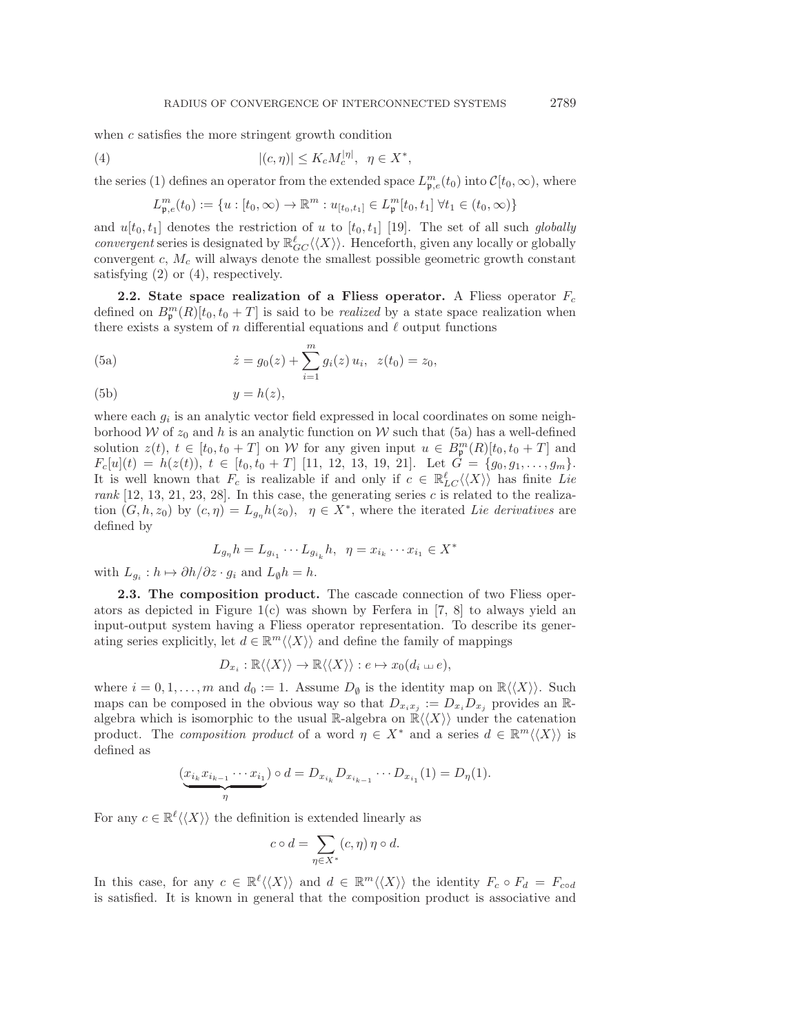when $c$ satisfies the more stringent growth condition

$$|(c,\eta)| \le K_c M_c^{|\eta|}, \quad \eta \in X^*, \tag{4}$$

the series (1) defines an operator from the extended space $L^m_{\mathfrak{p},e}(t_0)$ into $\mathcal{C}[t_0,\infty)$, where

$$L^m_{\mathfrak{p},e}(t_0) := \{u : [t_0,\infty) \to \mathbb{R}^m : u_{[t_0,t_1]} \in L^m_{\mathfrak{p}}[t_0,t_1] \ \forall t_1 \in (t_0,\infty)\}$$

and $u[t_0,t_1]$ denotes the restriction of $u$ to $[t_0,t_1]$ [19]. The set of all such *globally convergent* series is designated by $\mathbb{R}^\ell_{GC}\langle\langle X\rangle\rangle$. Henceforth, given any locally or globally convergent $c$, $M_c$ will always denote the smallest possible geometric growth constant satisfying (2) or (4), respectively.

**2.2. State space realization of a Fliess operator.** A Fliess operator $F_c$ defined on $B^m_{\mathfrak{p}}(R)[t_0,t_0+T]$ is said to be *realized* by a state space realization when there exists a system of $n$ differential equations and $\ell$ output functions

$$\dot{z} = g_0(z) + \sum_{i=1}^m g_i(z)\,u_i, \quad z(t_0) = z_0, \tag{5a}$$

$$y = h(z), \tag{5b}$$

where each $g_i$ is an analytic vector field expressed in local coordinates on some neighborhood $\mathcal{W}$ of $z_0$ and $h$ is an analytic function on $\mathcal{W}$ such that (5a) has a well-defined solution $z(t)$, $t \in [t_0,t_0+T]$ on $\mathcal{W}$ for any given input $u \in B^m_{\mathfrak{p}}(R)[t_0,t_0+T]$ and $F_c[u](t) = h(z(t))$, $t \in [t_0,t_0+T]$ [11, 12, 13, 19, 21]. Let $G = \{g_0,g_1,\ldots,g_m\}$. It is well known that $F_c$ is realizable if and only if $c \in \mathbb{R}^\ell_{LC}\langle\langle X\rangle\rangle$ has finite *Lie rank* [12, 13, 21, 23, 28]. In this case, the generating series $c$ is related to the realization $(G,h,z_0)$ by $(c,\eta) = L_{g_\eta}h(z_0)$, $\eta \in X^*$, where the iterated *Lie derivatives* are defined by

$$L_{g_\eta}h = L_{g_{i_1}} \cdots L_{g_{i_k}}h, \quad \eta = x_{i_k}\cdots x_{i_1} \in X^*$$

with $L_{g_i} : h \mapsto \partial h/\partial z \cdot g_i$ and $L_\emptyset h = h$.

**2.3. The composition product.** The cascade connection of two Fliess operators as depicted in Figure 1(c) was shown by Ferfera in [7, 8] to always yield an input-output system having a Fliess operator representation. To describe its generating series explicitly, let $d \in \mathbb{R}^m\langle\langle X\rangle\rangle$ and define the family of mappings

$$D_{x_i} : \mathbb{R}\langle\langle X\rangle\rangle \to \mathbb{R}\langle\langle X\rangle\rangle : e \mapsto x_0(d_i \sqcup\!\sqcup\, e),$$

where $i = 0,1,\ldots,m$ and $d_0 := 1$. Assume $D_\emptyset$ is the identity map on $\mathbb{R}\langle\langle X\rangle\rangle$. Such maps can be composed in the obvious way so that $D_{x_ix_j} := D_{x_i}D_{x_j}$ provides an $\mathbb{R}$-algebra which is isomorphic to the usual $\mathbb{R}$-algebra on $\mathbb{R}\langle\langle X\rangle\rangle$ under the catenation product. The *composition product* of a word $\eta \in X^*$ and a series $d \in \mathbb{R}^m\langle\langle X\rangle\rangle$ is defined as

$$(\underbrace{x_{i_k}x_{i_{k-1}}\cdots x_{i_1}}_{\eta}) \circ d = D_{x_{i_k}}D_{x_{i_{k-1}}}\cdots D_{x_{i_1}}(1) = D_\eta(1).$$

For any $c \in \mathbb{R}^\ell\langle\langle X\rangle\rangle$ the definition is extended linearly as

$$c \circ d = \sum_{\eta\in X^*} (c,\eta)\,\eta \circ d.$$

In this case, for any $c \in \mathbb{R}^\ell\langle\langle X\rangle\rangle$ and $d \in \mathbb{R}^m\langle\langle X\rangle\rangle$ the identity $F_c \circ F_d = F_{c\circ d}$ is satisfied. It is known in general that the composition product is associative and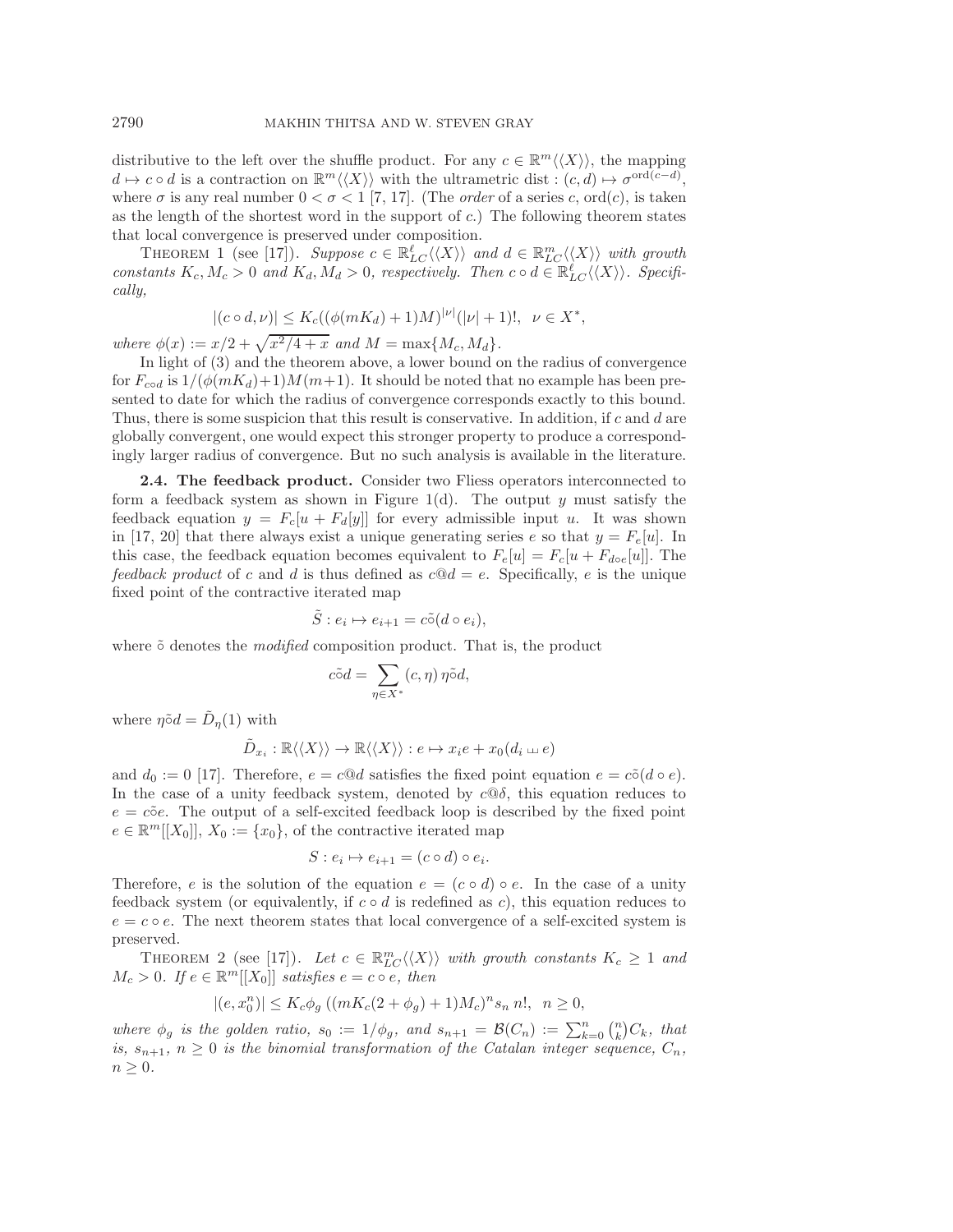distributive to the left over the shuffle product. For any $c \in \mathbb{R}^m\langle\langle X \rangle\rangle$, the mapping $d \mapsto c \circ d$ is a contraction on $\mathbb{R}^m\langle\langle X \rangle\rangle$ with the ultrametric dist : $(c, d) \mapsto \sigma^{\mathrm{ord}(c-d)}$, where $\sigma$ is any real number $0 < \sigma < 1$ [7, 17]. (The *order* of a series $c$, $\mathrm{ord}(c)$, is taken as the length of the shortest word in the support of $c$.) The following theorem states that local convergence is preserved under composition.

THEOREM 1 (see [17]). *Suppose $c \in \mathbb{R}^\ell_{LC}\langle\langle X \rangle\rangle$ and $d \in \mathbb{R}^m_{LC}\langle\langle X \rangle\rangle$ with growth constants $K_c, M_c > 0$ and $K_d, M_d > 0$, respectively. Then $c \circ d \in \mathbb{R}^\ell_{LC}\langle\langle X \rangle\rangle$. Specifically,*

$$|(c \circ d, \nu)| \leq K_c((\phi(mK_d) + 1)M)^{|\nu|}(|\nu| + 1)!, \quad \nu \in X^*,$$

*where $\phi(x) := x/2 + \sqrt{x^2/4 + x}$ and $M = \max\{M_c, M_d\}$.*

In light of (3) and the theorem above, a lower bound on the radius of convergence for $F_{c \circ d}$ is $1/(\phi(mK_d)+1)M(m+1)$. It should be noted that no example has been presented to date for which the radius of convergence corresponds exactly to this bound. Thus, there is some suspicion that this result is conservative. In addition, if $c$ and $d$ are globally convergent, one would expect this stronger property to produce a correspondingly larger radius of convergence. But no such analysis is available in the literature.

**2.4. The feedback product.** Consider two Fliess operators interconnected to form a feedback system as shown in Figure 1(d). The output $y$ must satisfy the feedback equation $y = F_c[u + F_d[y]]$ for every admissible input $u$. It was shown in [17, 20] that there always exist a unique generating series $e$ so that $y = F_e[u]$. In this case, the feedback equation becomes equivalent to $F_e[u] = F_c[u + F_{d \circ e}[u]]$. The *feedback product* of $c$ and $d$ is thus defined as $c@d = e$. Specifically, $e$ is the unique fixed point of the contractive iterated map

$$\tilde{S} : e_i \mapsto e_{i+1} = c\tilde{\circ}(d \circ e_i),$$

where $\tilde{\circ}$ denotes the *modified* composition product. That is, the product

$$c\tilde{\circ}d = \sum_{\eta \in X^*} (c, \eta)\, \eta\tilde{\circ}d,$$

where $\eta\tilde{\circ}d = \tilde{D}_\eta(1)$ with

$$\tilde{D}_{x_i} : \mathbb{R}\langle\langle X \rangle\rangle \to \mathbb{R}\langle\langle X \rangle\rangle : e \mapsto x_i e + x_0(d_i \sqcup\!\sqcup\, e)$$

and $d_0 := 0$ [17]. Therefore, $e = c@d$ satisfies the fixed point equation $e = c\tilde{\circ}(d \circ e)$. In the case of a unity feedback system, denoted by $c@\delta$, this equation reduces to $e = c\tilde{\circ}e$. The output of a self-excited feedback loop is described by the fixed point $e \in \mathbb{R}^m[[X_0]]$, $X_0 := \{x_0\}$, of the contractive iterated map

$$S : e_i \mapsto e_{i+1} = (c \circ d) \circ e_i.$$

Therefore, $e$ is the solution of the equation $e = (c \circ d) \circ e$. In the case of a unity feedback system (or equivalently, if $c \circ d$ is redefined as $c$), this equation reduces to $e = c \circ e$. The next theorem states that local convergence of a self-excited system is preserved.

THEOREM 2 (see [17]). *Let $c \in \mathbb{R}^m_{LC}\langle\langle X \rangle\rangle$ with growth constants $K_c \geq 1$ and $M_c > 0$. If $e \in \mathbb{R}^m[[X_0]]$ satisfies $e = c \circ e$, then*

$$|(e, x_0^n)| \leq K_c\phi_g\left((mK_c(2 + \phi_g) + 1)M_c\right)^n s_n\, n!, \quad n \geq 0,$$

*where $\phi_g$ is the golden ratio, $s_0 := 1/\phi_g$, and $s_{n+1} = \mathcal{B}(C_n) := \sum_{k=0}^{n} \binom{n}{k} C_k$, that is, $s_{n+1}$, $n \geq 0$ is the binomial transformation of the Catalan integer sequence, $C_n$, $n \geq 0$.*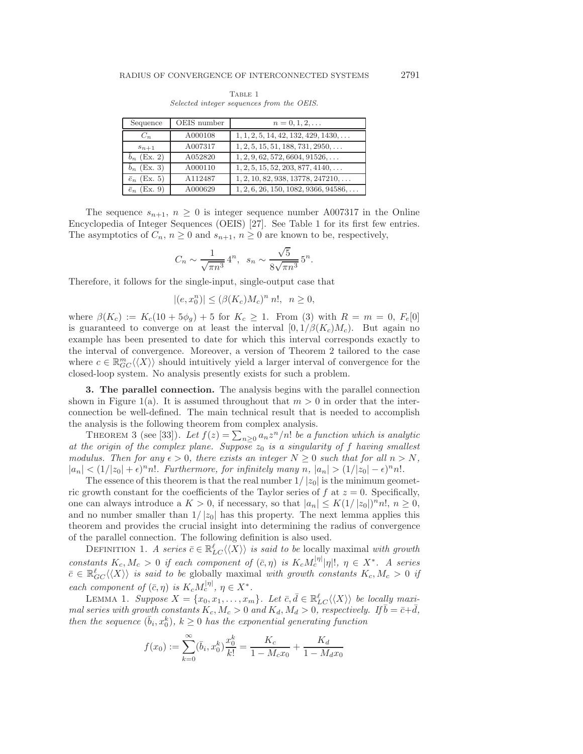Table 1

*Selected integer sequences from the OEIS.*

| Sequence | OEIS number | $n = 0, 1, 2, \ldots$ |
|---|---|---|
| $C_n$ | A000108 | $1, 1, 2, 5, 14, 42, 132, 429, 1430, \ldots$ |
| $s_{n+1}$ | A007317 | $1, 2, 5, 15, 51, 188, 731, 2950, \ldots$ |
| $\bar{b}_n$ (Ex. 2) | A052820 | $1, 2, 9, 62, 572, 6604, 91526, \ldots$ |
| $\bar{b}_n$ (Ex. 3) | A000110 | $1, 2, 5, 15, 52, 203, 877, 4140, \ldots$ |
| $\bar{e}_n$ (Ex. 5) | A112487 | $1, 2, 10, 82, 938, 13778, 247210, \ldots$ |
| $\bar{e}_n$ (Ex. 9) | A000629 | $1, 2, 6, 26, 150, 1082, 9366, 94586, \ldots$ |

The sequence $s_{n+1}$, $n \geq 0$ is integer sequence number A007317 in the Online Encyclopedia of Integer Sequences (OEIS) [27]. See Table 1 for its first few entries. The asymptotics of $C_n$, $n \geq 0$ and $s_{n+1}$, $n \geq 0$ are known to be, respectively,

$$C_n \sim \frac{1}{\sqrt{\pi n^3}}\, 4^n, \quad s_n \sim \frac{\sqrt{5}}{8\sqrt{\pi n^3}}\, 5^n.$$

Therefore, it follows for the single-input, single-output case that

$$|(e, x_0^n)| \leq (\beta(K_c) M_c)^n\, n!, \quad n \geq 0,$$

where $\beta(K_c) := K_c(10 + 5\phi_g) + 5$ for $K_c \geq 1$. From (3) with $R = m = 0$, $F_e[0]$ is guaranteed to converge on at least the interval $[0, 1/\beta(K_c)M_c)$. But again no example has been presented to date for which this interval corresponds exactly to the interval of convergence. Moreover, a version of Theorem 2 tailored to the case where $c \in \mathbb{R}^m_{GC}\langle\langle X \rangle\rangle$ should intuitively yield a larger interval of convergence for the closed-loop system. No analysis presently exists for such a problem.

**3. The parallel connection.** The analysis begins with the parallel connection shown in Figure 1(a). It is assumed throughout that $m > 0$ in order that the interconnection be well-defined. The main technical result that is needed to accomplish the analysis is the following theorem from complex analysis.

Theorem 3 (see [33]). *Let $f(z) = \sum_{n\geq 0} a_n z^n/n!$ be a function which is analytic at the origin of the complex plane. Suppose $z_0$ is a singularity of $f$ having smallest modulus. Then for any $\epsilon > 0$, there exists an integer $N \geq 0$ such that for all $n > N$, $|a_n| < (1/|z_0| + \epsilon)^n n!$. Furthermore, for infinitely many $n$, $|a_n| > (1/|z_0| - \epsilon)^n n!$.*

The essence of this theorem is that the real number $1/|z_0|$ is the minimum geometric growth constant for the coefficients of the Taylor series of $f$ at $z = 0$. Specifically, one can always introduce a $K > 0$, if necessary, so that $|a_n| \leq K(1/|z_0|)^n n!$, $n \geq 0$, and no number smaller than $1/|z_0|$ has this property. The next lemma applies this theorem and provides the crucial insight into determining the radius of convergence of the parallel connection. The following definition is also used.

Definition 1. *A series $\bar{c} \in \mathbb{R}^\ell_{LC}\langle\langle X \rangle\rangle$ is said to be* locally maximal *with growth constants $K_c, M_c > 0$ if each component of $(\bar{c}, \eta)$ is $K_c M_c^{|\eta|} |\eta|!$, $\eta \in X^*$. A series $\bar{c} \in \mathbb{R}^\ell_{GC}\langle\langle X \rangle\rangle$ is said to be* globally maximal *with growth constants $K_c, M_c > 0$ if each component of $(\bar{c}, \eta)$ is $K_c M_c^{|\eta|}$, $\eta \in X^*$.*

Lemma 1. *Suppose $X = \{x_0, x_1, \ldots, x_m\}$. Let $\bar{c}, \bar{d} \in \mathbb{R}^\ell_{LC}\langle\langle X \rangle\rangle$ be locally maximal series with growth constants $K_c, M_c > 0$ and $K_d, M_d > 0$, respectively. If $\bar{b} = \bar{c} + \bar{d}$, then the sequence $(\bar{b}_i, x_0^k)$, $k \geq 0$ has the exponential generating function*

$$f(x_0) := \sum_{k=0}^{\infty} (\bar{b}_i, x_0^k) \frac{x_0^k}{k!} = \frac{K_c}{1 - M_c x_0} + \frac{K_d}{1 - M_d x_0}$$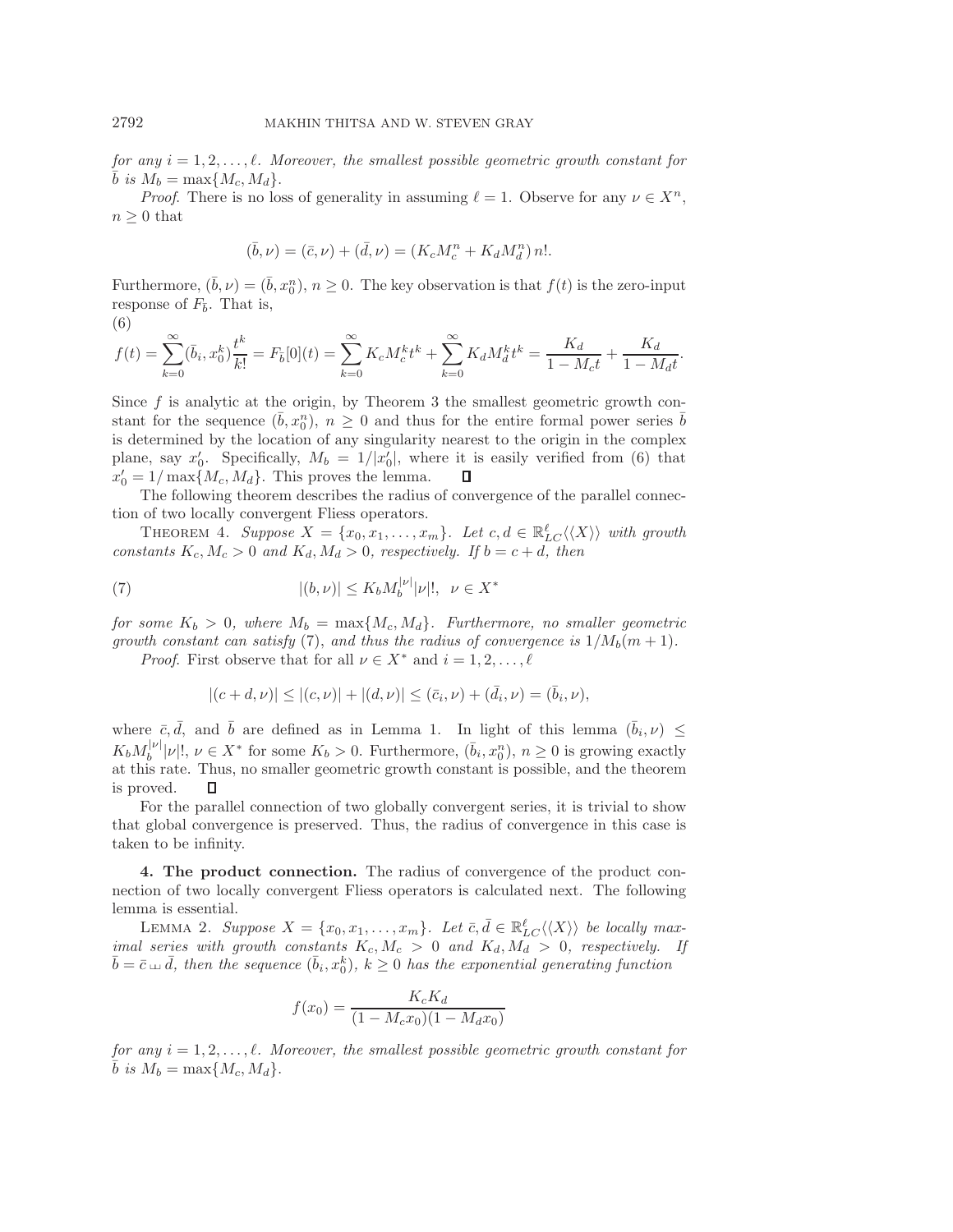*for any $i = 1, 2, \ldots, \ell$. Moreover, the smallest possible geometric growth constant for $\bar{b}$ is $M_b = \max\{M_c, M_d\}$.*

*Proof*. There is no loss of generality in assuming $\ell = 1$. Observe for any $\nu \in X^n$, $n \geq 0$ that

$$(\bar{b}, \nu) = (\bar{c}, \nu) + (\bar{d}, \nu) = (K_c M_c^n + K_d M_d^n)\, n!.$$

Furthermore, $(\bar{b}, \nu) = (\bar{b}, x_0^n)$, $n \geq 0$. The key observation is that $f(t)$ is the zero-input response of $F_{\bar{b}}$. That is,

$$f(t) = \sum_{k=0}^{\infty} (\bar{b}, x_0^k) \frac{t^k}{k!} = F_{\bar{b}}[0](t) = \sum_{k=0}^{\infty} K_c M_c^k t^k + \sum_{k=0}^{\infty} K_d M_d^k t^k = \frac{K_d}{1 - M_c t} + \frac{K_d}{1 - M_d t}. \tag{6}$$

Since $f$ is analytic at the origin, by Theorem 3 the smallest geometric growth constant for the sequence $(\bar{b}, x_0^n)$, $n \geq 0$ and thus for the entire formal power series $\bar{b}$ is determined by the location of any singularity nearest to the origin in the complex plane, say $x_0'$. Specifically, $M_b = 1/|x_0'|$, where it is easily verified from (6) that $x_0' = 1/\max\{M_c, M_d\}$. This proves the lemma. ∎

The following theorem describes the radius of convergence of the parallel connection of two locally convergent Fliess operators.

Theorem 4. *Suppose $X = \{x_0, x_1, \ldots, x_m\}$. Let $c, d \in \mathbb{R}^{\ell}_{LC}\langle\langle X \rangle\rangle$ with growth constants $K_c, M_c > 0$ and $K_d, M_d > 0$, respectively. If $b = c + d$, then*

$$|(b, \nu)| \leq K_b M_b^{|\nu|} |\nu|!, \quad \nu \in X^* \tag{7}$$

*for some $K_b > 0$, where $M_b = \max\{M_c, M_d\}$. Furthermore, no smaller geometric growth constant can satisfy (7), and thus the radius of convergence is $1/M_b(m+1)$.*

*Proof*. First observe that for all $\nu \in X^*$ and $i = 1, 2, \ldots, \ell$

$$|(c + d, \nu)| \leq |(c, \nu)| + |(d, \nu)| \leq (\bar{c}_i, \nu) + (\bar{d}_i, \nu) = (\bar{b}_i, \nu),$$

where $\bar{c}, \bar{d}$, and $\bar{b}$ are defined as in Lemma 1. In light of this lemma $(\bar{b}_i, \nu) \leq K_b M_b^{|\nu|} |\nu|!$, $\nu \in X^*$ for some $K_b > 0$. Furthermore, $(\bar{b}_i, x_0^n)$, $n \geq 0$ is growing exactly at this rate. Thus, no smaller geometric growth constant is possible, and the theorem is proved. ∎

For the parallel connection of two globally convergent series, it is trivial to show that global convergence is preserved. Thus, the radius of convergence in this case is taken to be infinity.

**4. The product connection.** The radius of convergence of the product connection of two locally convergent Fliess operators is calculated next. The following lemma is essential.

Lemma 2. *Suppose $X = \{x_0, x_1, \ldots, x_m\}$. Let $\bar{c}, \bar{d} \in \mathbb{R}^{\ell}_{LC}\langle\langle X \rangle\rangle$ be locally maximal series with growth constants $K_c, M_c > 0$ and $K_d, M_d > 0$, respectively. If $\bar{b} = \bar{c} \sqcup\!\sqcup \bar{d}$, then the sequence $(\bar{b}_i, x_0^k)$, $k \geq 0$ has the exponential generating function*

$$f(x_0) = \frac{K_c K_d}{(1 - M_c x_0)(1 - M_d x_0)}$$

*for any $i = 1, 2, \ldots, \ell$. Moreover, the smallest possible geometric growth constant for $\bar{b}$ is $M_b = \max\{M_c, M_d\}$.*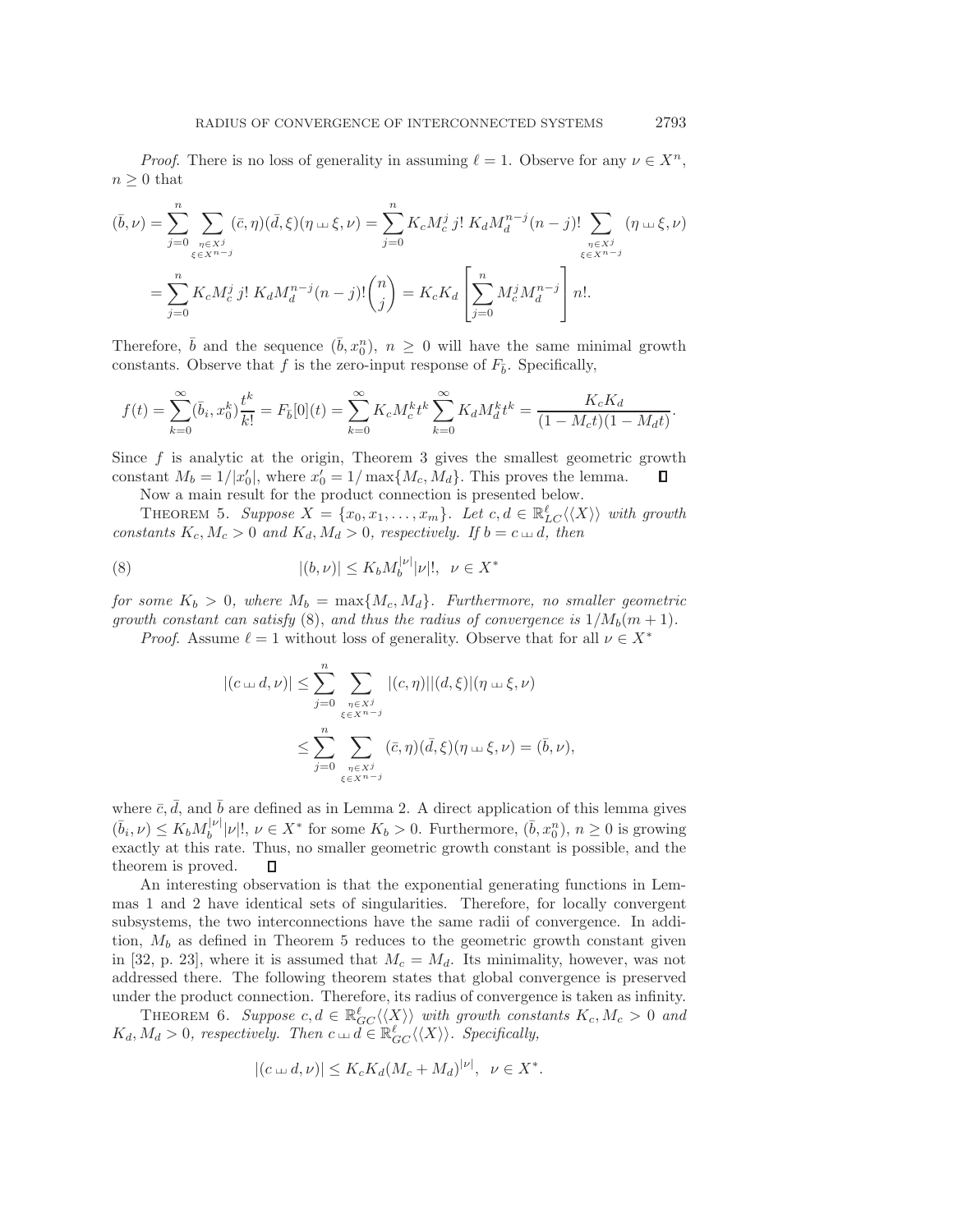*Proof*. There is no loss of generality in assuming $\ell = 1$. Observe for any $\nu \in X^n$, $n \geq 0$ that

$$
\begin{aligned}
(\bar{b}, \nu) &= \sum_{j=0}^{n} \sum_{\substack{\eta \in X^j \\ \xi \in X^{n-j}}} (\bar{c}, \eta)(\bar{d}, \xi)(\eta \sqcup\!\sqcup \xi, \nu) = \sum_{j=0}^{n} K_c M_c^j \, j! \; K_d M_d^{n-j} (n-j)! \sum_{\substack{\eta \in X^j \\ \xi \in X^{n-j}}} (\eta \sqcup\!\sqcup \xi, \nu) \\
&= \sum_{j=0}^{n} K_c M_c^j \, j! \; K_d M_d^{n-j} (n-j)! \binom{n}{j} = K_c K_d \left[ \sum_{j=0}^{n} M_c^j M_d^{n-j} \right] n!.
\end{aligned}
$$

Therefore, $\bar{b}$ and the sequence $(\bar{b}, x_0^n)$, $n \geq 0$ will have the same minimal growth constants. Observe that $f$ is the zero-input response of $F_{\bar{b}}$. Specifically,

$$
f(t) = \sum_{k=0}^{\infty} (\bar{b}_i, x_0^k) \frac{t^k}{k!} = F_{\bar{b}}[0](t) = \sum_{k=0}^{\infty} K_c M_c^k t^k \sum_{k=0}^{\infty} K_d M_d^k t^k = \frac{K_c K_d}{(1 - M_c t)(1 - M_d t)}.
$$

Since $f$ is analytic at the origin, Theorem 3 gives the smallest geometric growth constant $M_b = 1/|x_0'|$, where $x_0' = 1/\max\{M_c, M_d\}$. This proves the lemma. $\square$

Now a main result for the product connection is presented below.

THEOREM 5. *Suppose $X = \{x_0, x_1, \ldots, x_m\}$. Let $c, d \in \mathbb{R}^{\ell}_{LC}\langle\langle X \rangle\rangle$ with growth constants $K_c, M_c > 0$ and $K_d, M_d > 0$, respectively. If $b = c \sqcup\!\sqcup d$, then*

$$
|(b, \nu)| \leq K_b M_b^{|\nu|} |\nu|!, \quad \nu \in X^* \tag{8}
$$

*for some $K_b > 0$, where $M_b = \max\{M_c, M_d\}$. Furthermore, no smaller geometric growth constant can satisfy* (8), *and thus the radius of convergence is $1/M_b(m+1)$.*

*Proof*. Assume $\ell = 1$ without loss of generality. Observe that for all $\nu \in X^*$

$$
\begin{aligned}
|(c \sqcup\!\sqcup d, \nu)| &\leq \sum_{j=0}^{n} \sum_{\substack{\eta \in X^j \\ \xi \in X^{n-j}}} |(c, \eta)||(d, \xi)|(\eta \sqcup\!\sqcup \xi, \nu) \\
&\leq \sum_{j=0}^{n} \sum_{\substack{\eta \in X^j \\ \xi \in X^{n-j}}} (\bar{c}, \eta)(\bar{d}, \xi)(\eta \sqcup\!\sqcup \xi, \nu) = (\bar{b}, \nu),
\end{aligned}
$$

where $\bar{c}, \bar{d}$, and $\bar{b}$ are defined as in Lemma 2. A direct application of this lemma gives $(\bar{b}_i, \nu) \leq K_b M_b^{|\nu|} |\nu|!$, $\nu \in X^*$ for some $K_b > 0$. Furthermore, $(\bar{b}, x_0^n)$, $n \geq 0$ is growing exactly at this rate. Thus, no smaller geometric growth constant is possible, and the theorem is proved. $\square$

An interesting observation is that the exponential generating functions in Lemmas 1 and 2 have identical sets of singularities. Therefore, for locally convergent subsystems, the two interconnections have the same radii of convergence. In addition, $M_b$ as defined in Theorem 5 reduces to the geometric growth constant given in [32, p. 23], where it is assumed that $M_c = M_d$. Its minimality, however, was not addressed there. The following theorem states that global convergence is preserved under the product connection. Therefore, its radius of convergence is taken as infinity.

THEOREM 6. *Suppose $c, d \in \mathbb{R}^{\ell}_{GC}\langle\langle X \rangle\rangle$ with growth constants $K_c, M_c > 0$ and $K_d, M_d > 0$, respectively. Then $c \sqcup\!\sqcup d \in \mathbb{R}^{\ell}_{GC}\langle\langle X \rangle\rangle$. Specifically,*

$$
|(c \sqcup\!\sqcup d, \nu)| \leq K_c K_d (M_c + M_d)^{|\nu|}, \quad \nu \in X^*.
$$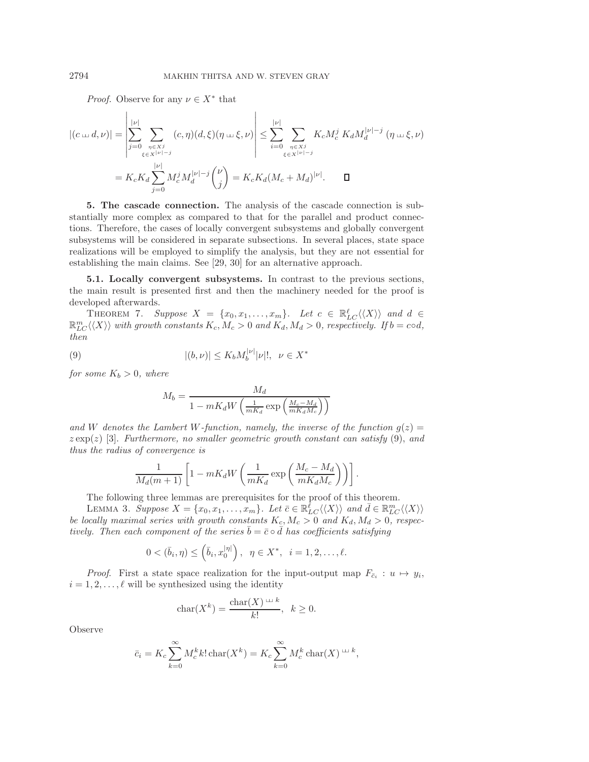*Proof.* Observe for any $\nu \in X^*$ that

$$
\begin{aligned}
|(c \sqcup\!\sqcup d, \nu)| &= \left| \sum_{j=0}^{|\nu|} \sum_{\substack{\eta \in X^j \\ \xi \in X^{|\nu|-j}}} (c, \eta)(d, \xi)(\eta \sqcup\!\sqcup \xi, \nu) \right| \leq \sum_{i=0}^{|\nu|} \sum_{\substack{\eta \in X^j \\ \xi \in X^{|\nu|-j}}} K_c M_c^j \, K_d M_d^{|\nu|-j} \, (\eta \sqcup\!\sqcup \xi, \nu) \\
&= K_c K_d \sum_{j=0}^{|\nu|} M_c^j M_d^{|\nu|-j} \binom{\nu}{j} = K_c K_d (M_c + M_d)^{|\nu|}. \qquad \square
\end{aligned}
$$

**5. The cascade connection.** The analysis of the cascade connection is substantially more complex as compared to that for the parallel and product connections. Therefore, the cases of locally convergent subsystems and globally convergent subsystems will be considered in separate subsections. In several places, state space realizations will be employed to simplify the analysis, but they are not essential for establishing the main claims. See [29, 30] for an alternative approach.

**5.1. Locally convergent subsystems.** In contrast to the previous sections, the main result is presented first and then the machinery needed for the proof is developed afterwards.

THEOREM 7. *Suppose $X = \{x_0, x_1, \ldots, x_m\}$. Let $c \in \mathbb{R}^{\ell}_{LC}\langle\langle X \rangle\rangle$ and $d \in \mathbb{R}^{m}_{LC}\langle\langle X \rangle\rangle$ with growth constants $K_c, M_c > 0$ and $K_d, M_d > 0$, respectively. If $b = c \circ d$, then*

$$
|(b, \nu)| \leq K_b M_b^{|\nu|} |\nu|!, \;\; \nu \in X^* \tag{9}
$$

*for some $K_b > 0$, where*

$$
M_b = \frac{M_d}{1 - mK_d W\left(\frac{1}{mK_d} \exp\left(\frac{M_c - M_d}{mK_d M_c}\right)\right)}
$$

*and $W$ denotes the Lambert $W$-function, namely, the inverse of the function $g(z) = z \exp(z)$* [3]. *Furthermore, no smaller geometric growth constant can satisfy* (9), *and thus the radius of convergence is*

$$
\frac{1}{M_d(m+1)} \left[ 1 - mK_d W\left(\frac{1}{mK_d} \exp\left(\frac{M_c - M_d}{mK_d M_c}\right)\right) \right].
$$

The following three lemmas are prerequisites for the proof of this theorem.

LEMMA 3. *Suppose $X = \{x_0, x_1, \ldots, x_m\}$. Let $\bar{c} \in \mathbb{R}^{\ell}_{LC}\langle\langle X \rangle\rangle$ and $\bar{d} \in \mathbb{R}^{m}_{LC}\langle\langle X \rangle\rangle$ be locally maximal series with growth constants $K_c, M_c > 0$ and $K_d, M_d > 0$, respectively. Then each component of the series $\bar{b} = \bar{c} \circ \bar{d}$ has coefficients satisfying*

$$
0 < (\bar{b}_i, \eta) \leq \left(\bar{b}_i, x_0^{|\eta|}\right), \;\; \eta \in X^*, \;\; i = 1, 2, \ldots, \ell.
$$

*Proof.* First a state space realization for the input-output map $F_{\bar{c}_i} : u \mapsto y_i$, $i = 1, 2, \ldots, \ell$ will be synthesized using the identity

$$
\operatorname{char}(X^k) = \frac{\operatorname{char}(X)^{\sqcup\!\sqcup\, k}}{k!}, \;\; k \geq 0.
$$

Observe

$$
\bar{c}_i = K_c \sum_{k=0}^{\infty} M_c^k k! \operatorname{char}(X^k) = K_c \sum_{k=0}^{\infty} M_c^k \operatorname{char}(X)^{\sqcup\!\sqcup\, k},
$$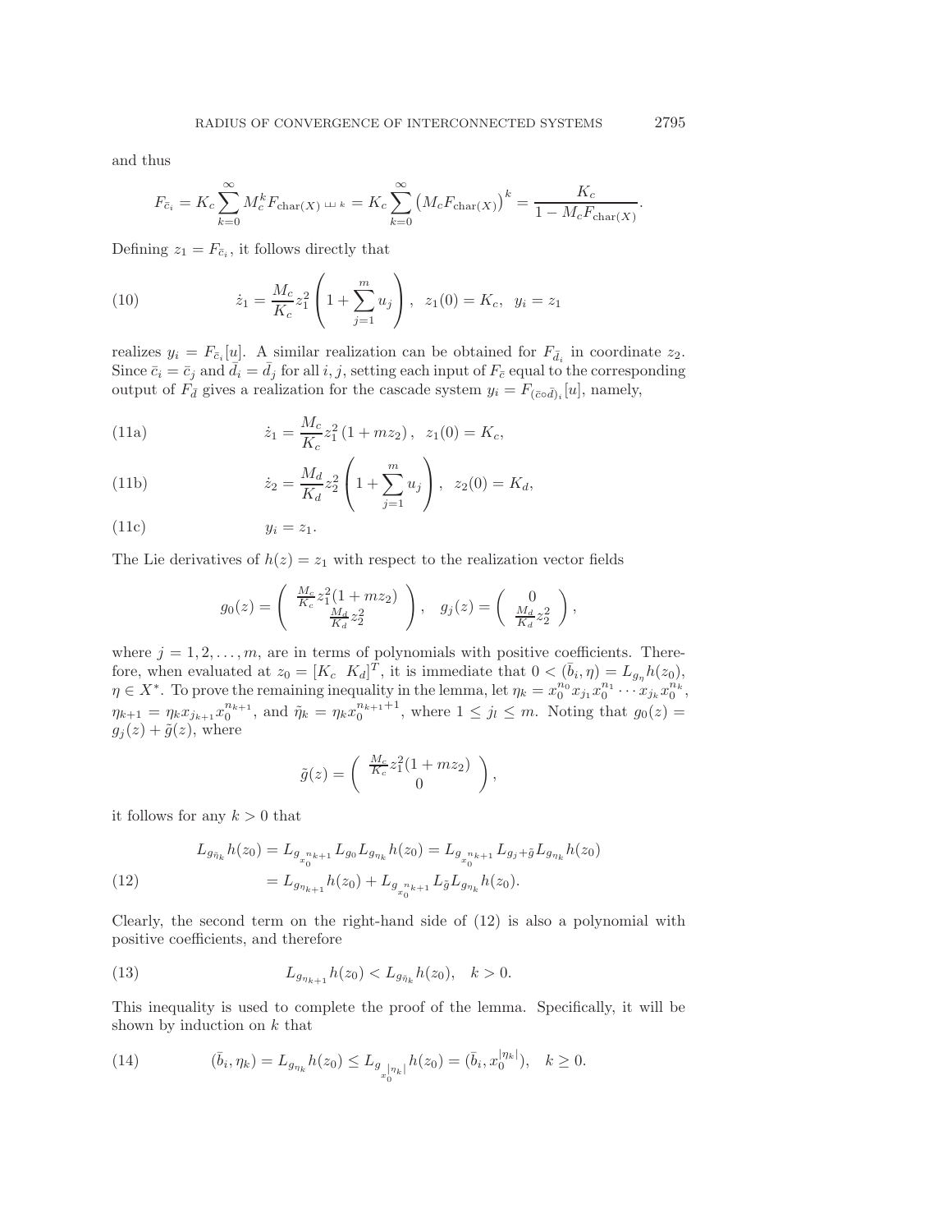and thus

$$F_{\bar{c}_i} = K_c \sum_{k=0}^{\infty} M_c^k F_{\mathrm{char}(X)^{\sqcup\!\sqcup k}} = K_c \sum_{k=0}^{\infty} \left(M_c F_{\mathrm{char}(X)}\right)^k = \frac{K_c}{1 - M_c F_{\mathrm{char}(X)}}.$$

Defining $z_1 = F_{\bar{c}_i}$, it follows directly that

$$\dot{z}_1 = \frac{M_c}{K_c} z_1^2 \left(1 + \sum_{j=1}^{m} u_j\right), \quad z_1(0) = K_c, \quad y_i = z_1 \tag{10}$$

realizes $y_i = F_{\bar{c}_i}[u]$. A similar realization can be obtained for $F_{\bar{d}_i}$ in coordinate $z_2$. Since $\bar{c}_i = \bar{c}_j$ and $\bar{d}_i = \bar{d}_j$ for all $i, j$, setting each input of $F_{\bar{c}}$ equal to the corresponding output of $F_{\bar{d}}$ gives a realization for the cascade system $y_i = F_{(\bar{c}\circ\bar{d})_i}[u]$, namely,

$$\dot{z}_1 = \frac{M_c}{K_c} z_1^2 \left(1 + m z_2\right), \quad z_1(0) = K_c, \tag{11a}$$

$$\dot{z}_2 = \frac{M_d}{K_d} z_2^2 \left(1 + \sum_{j=1}^{m} u_j\right), \quad z_2(0) = K_d, \tag{11b}$$

$$y_i = z_1. \tag{11c}$$

The Lie derivatives of $h(z) = z_1$ with respect to the realization vector fields

$$g_0(z) = \begin{pmatrix} \frac{M_c}{K_c} z_1^2 (1 + m z_2) \\ \frac{M_d}{K_d} z_2^2 \end{pmatrix}, \quad g_j(z) = \begin{pmatrix} 0 \\ \frac{M_d}{K_d} z_2^2 \end{pmatrix},$$

where $j = 1, 2, \ldots, m$, are in terms of polynomials with positive coefficients. Therefore, when evaluated at $z_0 = [K_c \;\; K_d]^T$, it is immediate that $0 < (\bar{b}_i, \eta) = L_{g_\eta} h(z_0)$, $\eta \in X^*$. To prove the remaining inequality in the lemma, let $\eta_k = x_0^{n_0} x_{j_1} x_0^{n_1} \cdots x_{j_k} x_0^{n_k}$, $\eta_{k+1} = \eta_k x_{j_{k+1}} x_0^{n_{k+1}}$, and $\tilde{\eta}_k = \eta_k x_0^{n_{k+1}+1}$, where $1 \leq j_l \leq m$. Noting that $g_0(z) = g_j(z) + \tilde{g}(z)$, where

$$\tilde{g}(z) = \begin{pmatrix} \frac{M_c}{K_c} z_1^2 (1 + m z_2) \\ 0 \end{pmatrix},$$

it follows for any $k > 0$ that

$$\begin{aligned} L_{g_{\tilde{\eta}_k}} h(z_0) &= L_{g_{x_0^{n_{k+1}}}} L_{g_0} L_{g_{\eta_k}} h(z_0) = L_{g_{x_0^{n_{k+1}}}} L_{g_j + \tilde{g}} L_{g_{\eta_k}} h(z_0) \\ &= L_{g_{\eta_{k+1}}} h(z_0) + L_{g_{x_0^{n_{k+1}}}} L_{\tilde{g}} L_{g_{\eta_k}} h(z_0). \end{aligned} \tag{12}$$

Clearly, the second term on the right-hand side of (12) is also a polynomial with positive coefficients, and therefore

$$L_{g_{\eta_{k+1}}} h(z_0) < L_{g_{\tilde{\eta}_k}} h(z_0), \quad k > 0. \tag{13}$$

This inequality is used to complete the proof of the lemma. Specifically, it will be shown by induction on $k$ that

$$(\bar{b}_i, \eta_k) = L_{g_{\eta_k}} h(z_0) \leq L_{g_{x_0^{|\eta_k|}}} h(z_0) = (\bar{b}_i, x_0^{|\eta_k|}), \quad k \geq 0. \tag{14}$$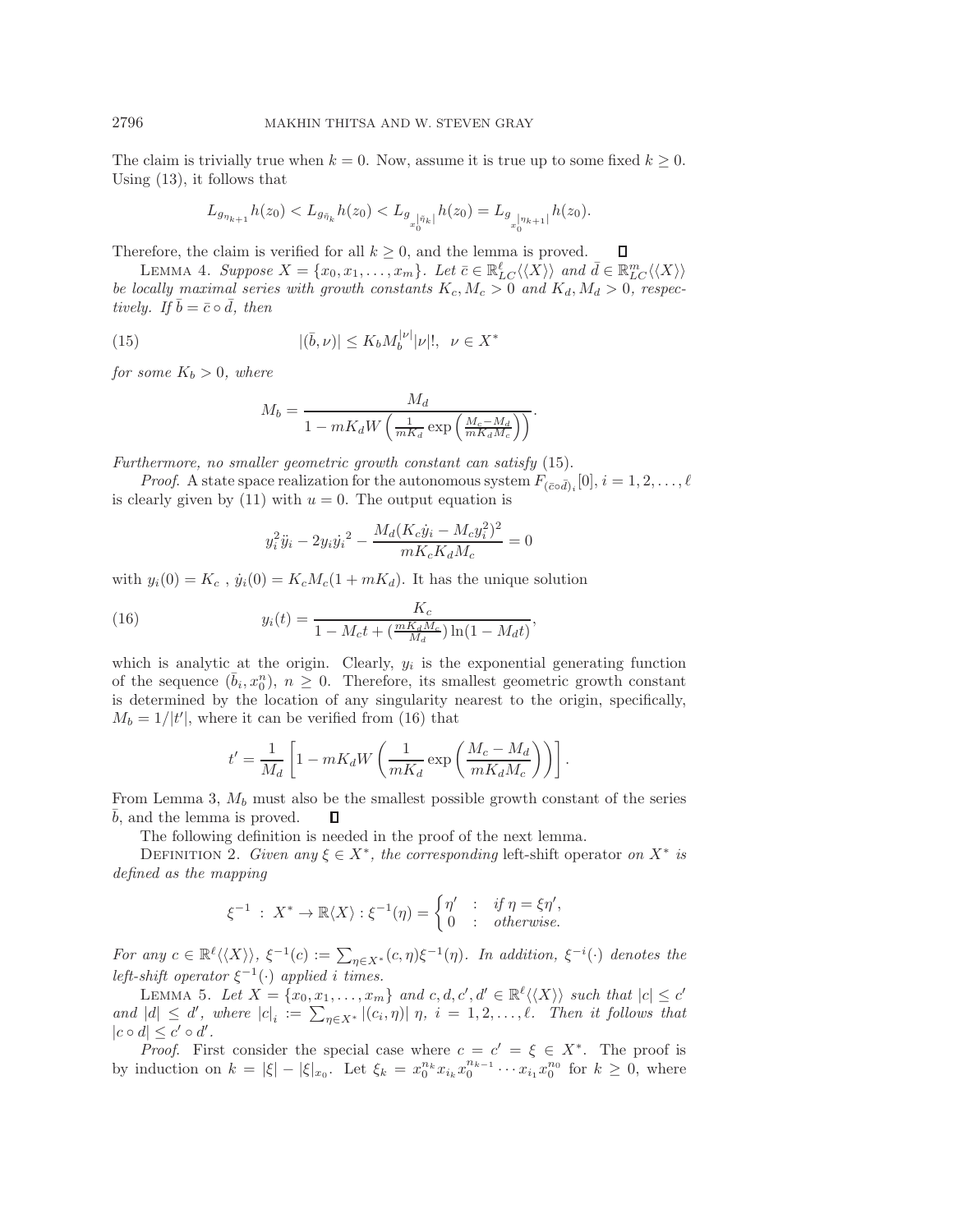The claim is trivially true when $k = 0$. Now, assume it is true up to some fixed $k \geq 0$. Using (13), it follows that

$$L_{g_{\eta_{k+1}}} h(z_0) < L_{g_{\bar{\eta}_k}} h(z_0) < L_{g_{x_0^{|\bar{\eta}_k|}}} h(z_0) = L_{g_{x_0^{|\eta_{k+1}|}}} h(z_0).$$

Therefore, the claim is verified for all $k \geq 0$, and the lemma is proved. $\square$

LEMMA 4. *Suppose $X = \{x_0, x_1, \ldots, x_m\}$. Let $\bar{c} \in \mathbb{R}^{\ell}_{LC}\langle\langle X \rangle\rangle$ and $\bar{d} \in \mathbb{R}^{m}_{LC}\langle\langle X \rangle\rangle$ be locally maximal series with growth constants $K_c, M_c > 0$ and $K_d, M_d > 0$, respectively. If $\bar{b} = \bar{c} \circ \bar{d}$, then*

$$|(\bar{b}, \nu)| \leq K_b M_b^{|\nu|} |\nu|!, \quad \nu \in X^* \tag{15}$$

*for some $K_b > 0$, where*

$$M_b = \frac{M_d}{1 - mK_d W\left(\frac{1}{mK_d} \exp\left(\frac{M_c - M_d}{mK_d M_c}\right)\right)}.$$

*Furthermore, no smaller geometric growth constant can satisfy* (15).

*Proof.* A state space realization for the autonomous system $F_{(\bar{c}\circ\bar{d})_i}[0]$, $i = 1, 2, \ldots, \ell$ is clearly given by (11) with $u = 0$. The output equation is

$$y_i^2 \ddot{y}_i - 2y_i \dot{y}_i^2 - \frac{M_d (K_c \dot{y}_i - M_c y_i^2)^2}{mK_c K_d M_c} = 0$$

with $y_i(0) = K_c$ , $\dot{y}_i(0) = K_c M_c (1 + mK_d)$. It has the unique solution

$$y_i(t) = \frac{K_c}{1 - M_c t + (\frac{mK_d M_c}{M_d}) \ln(1 - M_d t)}, \tag{16}$$

which is analytic at the origin. Clearly, $y_i$ is the exponential generating function of the sequence $(\bar{b}_i, x_0^n)$, $n \geq 0$. Therefore, its smallest geometric growth constant is determined by the location of any singularity nearest to the origin, specifically, $M_b = 1/|t'|$, where it can be verified from (16) that

$$t' = \frac{1}{M_d}\left[1 - mK_d W\left(\frac{1}{mK_d} \exp\left(\frac{M_c - M_d}{mK_d M_c}\right)\right)\right].$$

From Lemma 3, $M_b$ must also be the smallest possible growth constant of the series $\bar{b}$, and the lemma is proved. $\square$

The following definition is needed in the proof of the next lemma.

DEFINITION 2. *Given any $\xi \in X^*$, the corresponding* left-shift operator *on $X^*$ is defined as the mapping*

$$\xi^{-1} : X^* \to \mathbb{R}\langle X \rangle : \xi^{-1}(\eta) = \begin{cases} \eta' & : \quad if\ \eta = \xi\eta', \\ 0 & : \quad otherwise. \end{cases}$$

*For any $c \in \mathbb{R}^{\ell}\langle\langle X \rangle\rangle$, $\xi^{-1}(c) := \sum_{\eta \in X^*} (c, \eta)\xi^{-1}(\eta)$. In addition, $\xi^{-i}(\cdot)$ denotes the left-shift operator $\xi^{-1}(\cdot)$ applied $i$ times.*

LEMMA 5. *Let $X = \{x_0, x_1, \ldots, x_m\}$ and $c, d, c', d' \in \mathbb{R}^{\ell}\langle\langle X \rangle\rangle$ such that $|c| \leq c'$ and $|d| \leq d'$, where $|c|_i := \sum_{\eta \in X^*} |(c_i, \eta)|\ \eta$, $i = 1, 2, \ldots, \ell$. Then it follows that $|c \circ d| \leq c' \circ d'$.*

*Proof.* First consider the special case where $c = c' = \xi \in X^*$. The proof is by induction on $k = |\xi| - |\xi|_{x_0}$. Let $\xi_k = x_0^{n_k} x_{i_k} x_0^{n_{k-1}} \cdots x_{i_1} x_0^{n_0}$ for $k \geq 0$, where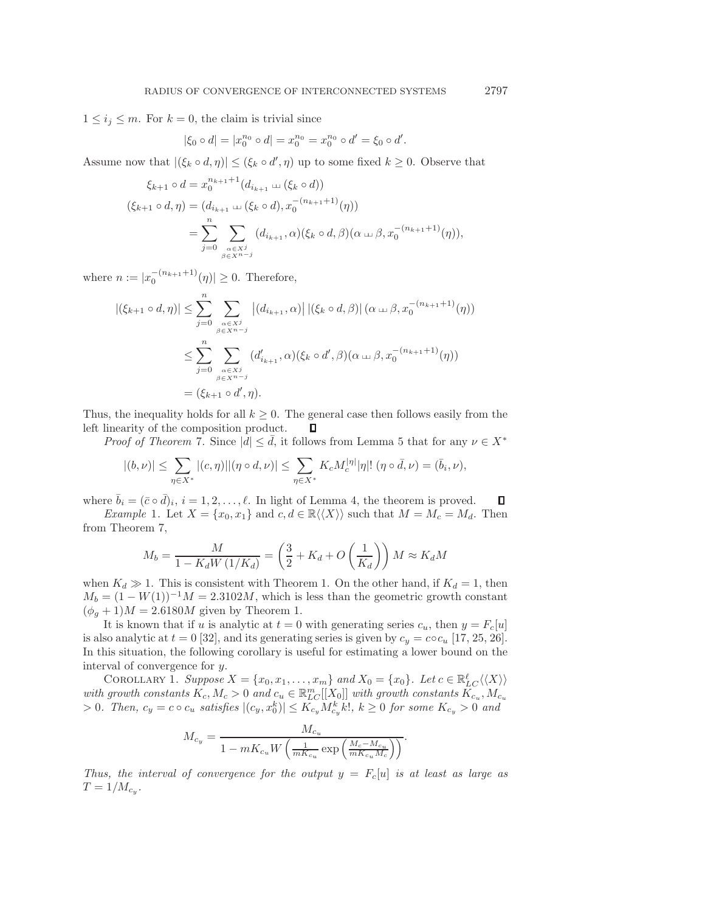$1 \leq i_j \leq m$. For $k = 0$, the claim is trivial since

$$|\xi_0 \circ d| = |x_0^{n_0} \circ d| = x_0^{n_0} = x_0^{n_0} \circ d' = \xi_0 \circ d'.$$

Assume now that $|(\xi_k \circ d, \eta)| \leq (\xi_k \circ d', \eta)$ up to some fixed $k \geq 0$. Observe that

$$\begin{aligned}
\xi_{k+1} \circ d &= x_0^{n_{k+1}+1}(d_{i_{k+1}} \sqcup\!\sqcup (\xi_k \circ d)) \\
(\xi_{k+1} \circ d, \eta) &= (d_{i_{k+1}} \sqcup\!\sqcup (\xi_k \circ d), x_0^{-(n_{k+1}+1)}(\eta)) \\
&= \sum_{j=0}^{n} \sum_{\substack{\alpha \in X^j \\ \beta \in X^{n-j}}} (d_{i_{k+1}}, \alpha)(\xi_k \circ d, \beta)(\alpha \sqcup\!\sqcup \beta, x_0^{-(n_{k+1}+1)}(\eta)),
\end{aligned}$$

where $n := |x_0^{-(n_{k+1}+1)}(\eta)| \geq 0$. Therefore,

$$\begin{aligned}
|(\xi_{k+1} \circ d, \eta)| &\leq \sum_{j=0}^{n} \sum_{\substack{\alpha \in X^j \\ \beta \in X^{n-j}}} \left|(d_{i_{k+1}}, \alpha)\right| |(\xi_k \circ d, \beta)| \, (\alpha \sqcup\!\sqcup \beta, x_0^{-(n_{k+1}+1)}(\eta)) \\
&\leq \sum_{j=0}^{n} \sum_{\substack{\alpha \in X^j \\ \beta \in X^{n-j}}} (d'_{i_{k+1}}, \alpha)(\xi_k \circ d', \beta)(\alpha \sqcup\!\sqcup \beta, x_0^{-(n_{k+1}+1)}(\eta)) \\
&= (\xi_{k+1} \circ d', \eta).
\end{aligned}$$

Thus, the inequality holds for all $k \geq 0$. The general case then follows easily from the left linearity of the composition product. $\square$

*Proof of Theorem* 7. Since $|d| \leq \bar{d}$, it follows from Lemma 5 that for any $\nu \in X^*$

$$|(b, \nu)| \leq \sum_{\eta \in X^*} |(c, \eta)||(\eta \circ d, \nu)| \leq \sum_{\eta \in X^*} K_c M_c^{|\eta|} |\eta|! \, (\eta \circ \bar{d}, \nu) = (\bar{b}_i, \nu),$$

where $\bar{b}_i = (\bar{c} \circ \bar{d})_i$, $i = 1, 2, \ldots, \ell$. In light of Lemma 4, the theorem is proved. $\square$

*Example* 1. Let $X = \{x_0, x_1\}$ and $c, d \in \mathbb{R}\langle\langle X \rangle\rangle$ such that $M = M_c = M_d$. Then from Theorem 7,

$$M_b = \frac{M}{1 - K_d W\left(1/K_d\right)} = \left(\frac{3}{2} + K_d + O\left(\frac{1}{K_d}\right)\right) M \approx K_d M$$

when $K_d \gg 1$. This is consistent with Theorem 1. On the other hand, if $K_d = 1$, then $M_b = (1 - W(1))^{-1} M = 2.3102M$, which is less than the geometric growth constant $(\phi_g + 1)M = 2.6180M$ given by Theorem 1.

It is known that if $u$ is analytic at $t = 0$ with generating series $c_u$, then $y = F_c[u]$ is also analytic at $t = 0$ [32], and its generating series is given by $c_y = c \circ c_u$ [17, 25, 26]. In this situation, the following corollary is useful for estimating a lower bound on the interval of convergence for $y$.

Corollary 1. *Suppose $X = \{x_0, x_1, \ldots, x_m\}$ and $X_0 = \{x_0\}$. Let $c \in \mathbb{R}^{\ell}_{LC}\langle\langle X \rangle\rangle$ with growth constants $K_c, M_c > 0$ and $c_u \in \mathbb{R}^m_{LC}[[X_0]]$ with growth constants $K_{c_u}, M_{c_u} > 0$. Then, $c_y = c \circ c_u$ satisfies $|(c_y, x_0^k)| \leq K_{c_y} M_{c_y}^k k!$, $k \geq 0$ for some $K_{c_y} > 0$ and*

$$M_{c_y} = \frac{M_{c_u}}{1 - m K_{c_u} W\left(\frac{1}{m K_{c_u}} \exp\left(\frac{M_c - M_{c_u}}{m K_{c_u} M_c}\right)\right)}.$$

*Thus, the interval of convergence for the output $y = F_c[u]$ is at least as large as $T = 1/M_{c_y}$.*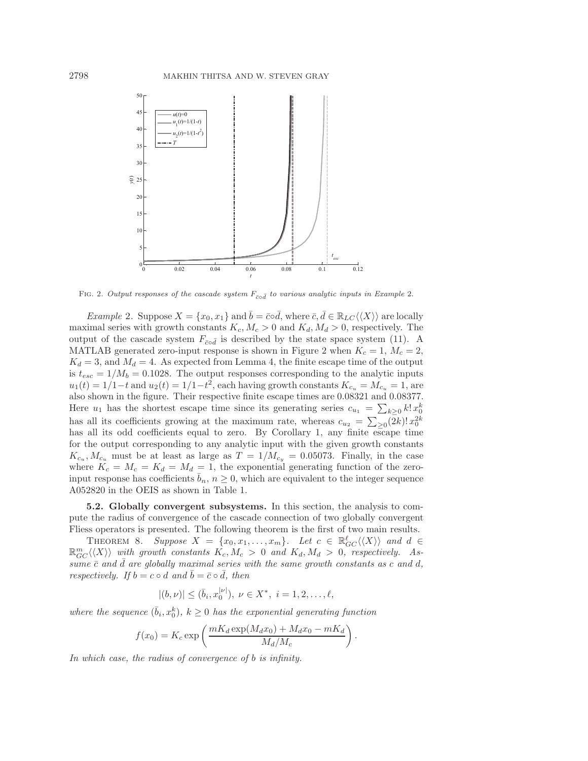Fig. 2. *Output responses of the cascade system $F_{\bar{c}\circ\bar{d}}$ to various analytic inputs in Example* 2.

*Example* 2. Suppose $X = \{x_0, x_1\}$ and $\bar{b} = \bar{c}\circ\bar{d}$, where $\bar{c}, \bar{d} \in \mathbb{R}_{LC}\langle\langle X\rangle\rangle$ are locally maximal series with growth constants $K_c, M_c > 0$ and $K_d, M_d > 0$, respectively. The output of the cascade system $F_{\bar{c}\circ\bar{d}}$ is described by the state space system (11). A MATLAB generated zero-input response is shown in Figure 2 when $K_c = 1$, $M_c = 2$, $K_d = 3$, and $M_d = 4$. As expected from Lemma 4, the finite escape time of the output is $t_{esc} = 1/M_b = 0.1028$. The output responses corresponding to the analytic inputs $u_1(t) = 1/1-t$ and $u_2(t) = 1/1-t^2$, each having growth constants $K_{c_u} = M_{c_u} = 1$, are also shown in the figure. Their respective finite escape times are 0.08321 and 0.08377. Here $u_1$ has the shortest escape time since its generating series $c_{u_1} = \sum_{k\geq 0} k!\, x_0^k$ has all its coefficients growing at the maximum rate, whereas $c_{u_2} = \sum_{\geq 0}(2k)!\, x_0^{2k}$ has all its odd coefficients equal to zero. By Corollary 1, any finite escape time for the output corresponding to any analytic input with the given growth constants $K_{c_u}, M_{c_u}$ must be at least as large as $T = 1/M_{c_y} = 0.05073$. Finally, in the case where $K_c = M_c = K_d = M_d = 1$, the exponential generating function of the zero-input response has coefficients $\bar{b}_n$, $n \geq 0$, which are equivalent to the integer sequence A052820 in the OEIS as shown in Table 1.

**5.2. Globally convergent subsystems.** In this section, the analysis to compute the radius of convergence of the cascade connection of two globally convergent Fliess operators is presented. The following theorem is the first of two main results.

Theorem 8. *Suppose $X = \{x_0, x_1, \ldots, x_m\}$. Let $c \in \mathbb{R}^{\ell}_{GC}\langle\langle X\rangle\rangle$ and $d \in \mathbb{R}^{m}_{GC}\langle\langle X\rangle\rangle$ with growth constants $K_c, M_c > 0$ and $K_d, M_d > 0$, respectively. Assume $\bar{c}$ and $\bar{d}$ are globally maximal series with the same growth constants as $c$ and $d$, respectively. If $b = c\circ d$ and $\bar{b} = \bar{c}\circ\bar{d}$, then*

$$|(b,\nu)| \leq (\bar{b}_i, x_0^{|\nu|}),\ \nu \in X^*,\ i = 1, 2, \ldots, \ell,$$

*where the sequence $(\bar{b}_i, x_0^k)$, $k \geq 0$ has the exponential generating function*

$$f(x_0) = K_c \exp\left(\frac{mK_d \exp(M_d x_0) + M_d x_0 - mK_d}{M_d/M_c}\right).$$

*In which case, the radius of convergence of $b$ is infinity.*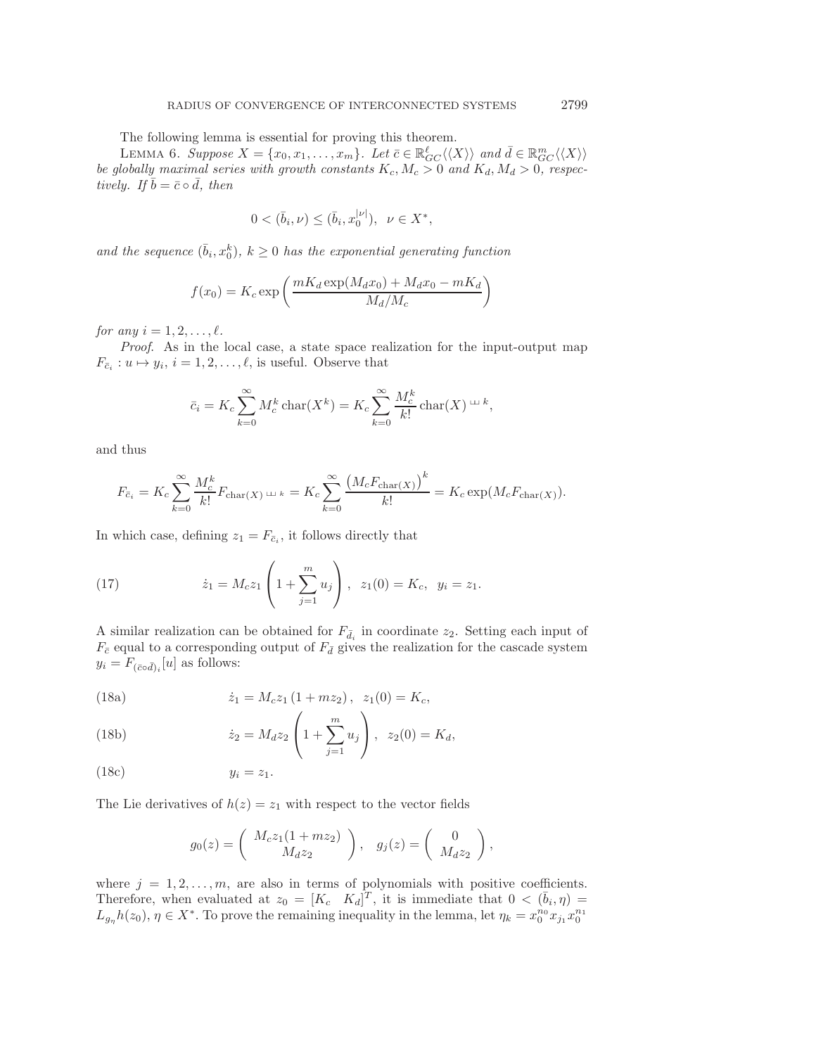The following lemma is essential for proving this theorem.

Lemma 6. *Suppose $X = \{x_0, x_1, \ldots, x_m\}$. Let $\bar{c} \in \mathbb{R}^{\ell}_{GC}\langle\langle X \rangle\rangle$ and $\bar{d} \in \mathbb{R}^{m}_{GC}\langle\langle X \rangle\rangle$ be globally maximal series with growth constants $K_c, M_c > 0$ and $K_d, M_d > 0$, respectively. If $\bar{b} = \bar{c} \circ \bar{d}$, then*

$$0 < (\bar{b}_i, \nu) \leq (\bar{b}_i, x_0^{|\nu|}), \quad \nu \in X^*,$$

*and the sequence $(\bar{b}_i, x_0^k)$, $k \geq 0$ has the exponential generating function*

$$f(x_0) = K_c \exp\left(\frac{mK_d \exp(M_d x_0) + M_d x_0 - mK_d}{M_d/M_c}\right)$$

*for any $i = 1, 2, \ldots, \ell$.*

*Proof.* As in the local case, a state space realization for the input-output map $F_{\bar{c}_i} : u \mapsto y_i$, $i = 1, 2, \ldots, \ell$, is useful. Observe that

$$\bar{c}_i = K_c \sum_{k=0}^{\infty} M_c^k \operatorname{char}(X^k) = K_c \sum_{k=0}^{\infty} \frac{M_c^k}{k!} \operatorname{char}(X)^{\sqcup\!\sqcup\, k},$$

and thus

$$F_{\bar{c}_i} = K_c \sum_{k=0}^{\infty} \frac{M_c^k}{k!} F_{\operatorname{char}(X)^{\sqcup\!\sqcup\, k}} = K_c \sum_{k=0}^{\infty} \frac{\left(M_c F_{\operatorname{char}(X)}\right)^k}{k!} = K_c \exp(M_c F_{\operatorname{char}(X)}).$$

In which case, defining $z_1 = F_{\bar{c}_i}$, it follows directly that

$$\dot{z}_1 = M_c z_1 \left(1 + \sum_{j=1}^{m} u_j\right), \quad z_1(0) = K_c, \quad y_i = z_1. \tag{17}$$

A similar realization can be obtained for $F_{\bar{d}_i}$ in coordinate $z_2$. Setting each input of $F_{\bar{c}}$ equal to a corresponding output of $F_{\bar{d}}$ gives the realization for the cascade system $y_i = F_{(\bar{c}\circ\bar{d})_i}[u]$ as follows:

$$\dot{z}_1 = M_c z_1 \left(1 + m z_2\right), \quad z_1(0) = K_c, \tag{18a}$$

$$\dot{z}_2 = M_d z_2 \left(1 + \sum_{j=1}^{m} u_j\right), \quad z_2(0) = K_d, \tag{18b}$$

$$y_i = z_1. \tag{18c}$$

The Lie derivatives of $h(z) = z_1$ with respect to the vector fields

$$g_0(z) = \begin{pmatrix} M_c z_1 (1 + m z_2) \\ M_d z_2 \end{pmatrix}, \quad g_j(z) = \begin{pmatrix} 0 \\ M_d z_2 \end{pmatrix},$$

where $j = 1, 2, \ldots, m$, are also in terms of polynomials with positive coefficients. Therefore, when evaluated at $z_0 = [K_c \quad K_d]^T$, it is immediate that $0 < (\bar{b}_i, \eta) = L_{g_\eta} h(z_0)$, $\eta \in X^*$. To prove the remaining inequality in the lemma, let $\eta_k = x_0^{n_0} x_{j_1} x_0^{n_1}$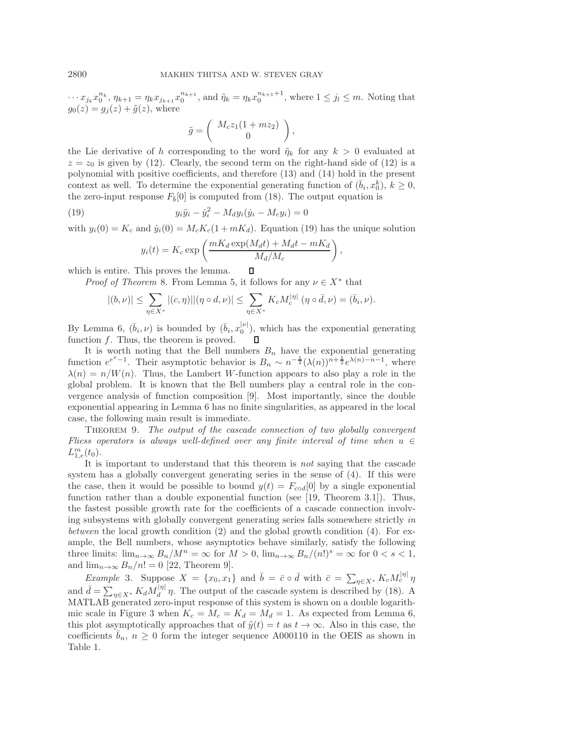$\cdots x_{j_k} x_0^{n_k}$, $\eta_{k+1} = \eta_k x_{j_{k+1}} x_0^{n_{k+1}}$, and $\tilde{\eta}_k = \eta_k x_0^{n_{k+1}+1}$, where $1 \leq j_l \leq m$. Noting that $g_0(z) = g_j(z) + \tilde{g}(z)$, where

$$\tilde{g} = \left( \begin{array}{c} M_c z_1(1 + m z_2) \\ 0 \end{array} \right),$$

the Lie derivative of $h$ corresponding to the word $\tilde{\eta}_k$ for any $k > 0$ evaluated at $z = z_0$ is given by (12). Clearly, the second term on the right-hand side of (12) is a polynomial with positive coefficients, and therefore (13) and (14) hold in the present context as well. To determine the exponential generating function of $(\bar{b}_i, x_0^k)$, $k \geq 0$, the zero-input response $F_{\bar{b}}[0]$ is computed from (18). The output equation is

$$y_i \ddot{y}_i - \dot{y}_i^2 - M_d y_i(\dot{y}_i - M_c y_i) = 0 \tag{19}$$

with $y_i(0) = K_c$ and $\dot{y}_i(0) = M_c K_c(1 + m K_d)$. Equation (19) has the unique solution

$$y_i(t) = K_c \exp\left( \frac{m K_d \exp(M_d t) + M_d t - m K_d}{M_d / M_c} \right),$$

which is entire. This proves the lemma. $\square$

*Proof of Theorem* 8. From Lemma 5, it follows for any $\nu \in X^*$ that

$$|(b, \nu)| \leq \sum_{\eta \in X^*} |(c, \eta)| |(\eta \circ d, \nu)| \leq \sum_{\eta \in X^*} K_c M_c^{|\eta|} \, (\eta \circ \bar{d}, \nu) = (\bar{b}_i, \nu).$$

By Lemma 6, $(\bar{b}_i, \nu)$ is bounded by $(\bar{b}_i, x_0^{|\nu|})$, which has the exponential generating function $f$. Thus, the theorem is proved. $\square$

It is worth noting that the Bell numbers $B_n$ have the exponential generating function $e^{e^x - 1}$. Their asymptotic behavior is $B_n \sim n^{-\frac{1}{2}} (\lambda(n))^{n+\frac{1}{2}} e^{\lambda(n) - n - 1}$, where $\lambda(n) = n / W(n)$. Thus, the Lambert $W$-function appears to also play a role in the global problem. It is known that the Bell numbers play a central role in the convergence analysis of function composition [9]. Most importantly, since the double exponential appearing in Lemma 6 has no finite singularities, as appeared in the local case, the following main result is immediate.

Theorem 9. *The output of the cascade connection of two globally convergent Fliess operators is always well-defined over any finite interval of time when $u \in L_{1,e}^m(t_0)$.*

It is important to understand that this theorem is *not* saying that the cascade system has a globally convergent generating series in the sense of (4). If this were the case, then it would be possible to bound $y(t) = F_{c \circ d}[0]$ by a single exponential function rather than a double exponential function (see [19, Theorem 3.1]). Thus, the fastest possible growth rate for the coefficients of a cascade connection involving subsystems with globally convergent generating series falls somewhere strictly *in between* the local growth condition (2) and the global growth condition (4). For example, the Bell numbers, whose asymptotics behave similarly, satisfy the following three limits: $\lim_{n \to \infty} B_n / M^n = \infty$ for $M > 0$, $\lim_{n \to \infty} B_n / (n!)^s = \infty$ for $0 < s < 1$, and $\lim_{n \to \infty} B_n / n! = 0$ [22, Theorem 9].

*Example* 3. Suppose $X = \{x_0, x_1\}$ and $\bar{b} = \bar{c} \circ \bar{d}$ with $\bar{c} = \sum_{\eta \in X^*} K_c M_c^{|\eta|} \eta$ and $\bar{d} = \sum_{\eta \in X^*} K_d M_d^{|\eta|} \eta$. The output of the cascade system is described by (18). A MATLAB generated zero-input response of this system is shown on a double logarithmic scale in Figure 3 when $K_c = M_c = K_d = M_d = 1$. As expected from Lemma 6, this plot asymptotically approaches that of $\tilde{y}(t) = t$ as $t \to \infty$. Also in this case, the coefficients $\bar{b}_n$, $n \geq 0$ form the integer sequence A000110 in the OEIS as shown in Table 1.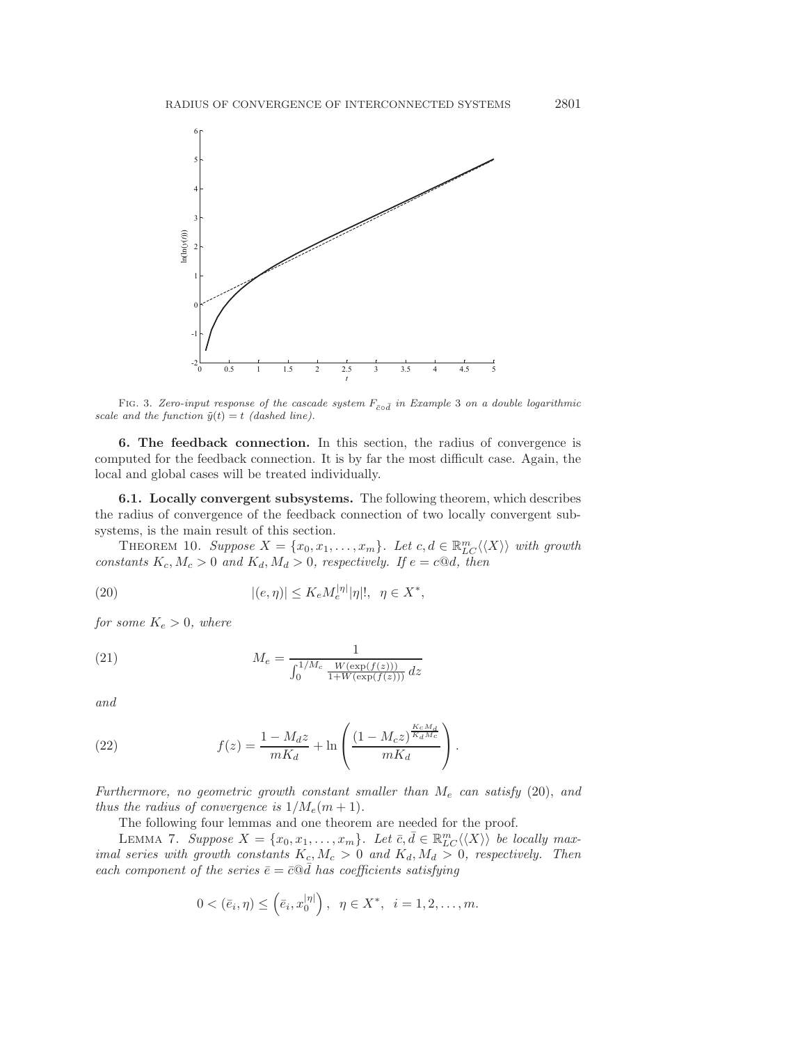FIG. 3. *Zero-input response of the cascade system $F_{\bar{c}\circ\bar{d}}$ in Example 3 on a double logarithmic scale and the function $\bar{y}(t) = t$ (dashed line).*

**6. The feedback connection.** In this section, the radius of convergence is computed for the feedback connection. It is by far the most difficult case. Again, the local and global cases will be treated individually.

**6.1. Locally convergent subsystems.** The following theorem, which describes the radius of convergence of the feedback connection of two locally convergent subsystems, is the main result of this section.

THEOREM 10. *Suppose $X = \{x_0, x_1, \ldots, x_m\}$. Let $c, d \in \mathbb{R}^m_{LC}\langle\langle X\rangle\rangle$ with growth constants $K_c, M_c > 0$ and $K_d, M_d > 0$, respectively. If $e = c@d$, then*

$$|(e, \eta)| \leq K_e M_e^{|\eta|} |\eta|!, \quad \eta \in X^*, \tag{20}$$

*for some $K_e > 0$, where*

$$M_e = \frac{1}{\int_0^{1/M_c} \frac{W(\exp(f(z)))}{1+W(\exp(f(z)))}\, dz} \tag{21}$$

*and*

$$f(z) = \frac{1 - M_d z}{mK_d} + \ln\left(\frac{(1 - M_c z)^{\frac{K_c M_d}{K_d M_c}}}{mK_d}\right). \tag{22}$$

*Furthermore, no geometric growth constant smaller than $M_e$ can satisfy* (20)*, and thus the radius of convergence is $1/M_e(m+1)$.*

The following four lemmas and one theorem are needed for the proof.

LEMMA 7. *Suppose $X = \{x_0, x_1, \ldots, x_m\}$. Let $\bar{c}, \bar{d} \in \mathbb{R}^m_{LC}\langle\langle X\rangle\rangle$ be locally maximal series with growth constants $K_c, M_c > 0$ and $K_d, M_d > 0$, respectively. Then each component of the series $\bar{e} = \bar{c}@\bar{d}$ has coefficients satisfying*

$$0 < (\bar{e}_i, \eta) \leq \left(\bar{e}_i, x_0^{|\eta|}\right), \quad \eta \in X^*, \quad i = 1, 2, \ldots, m.$$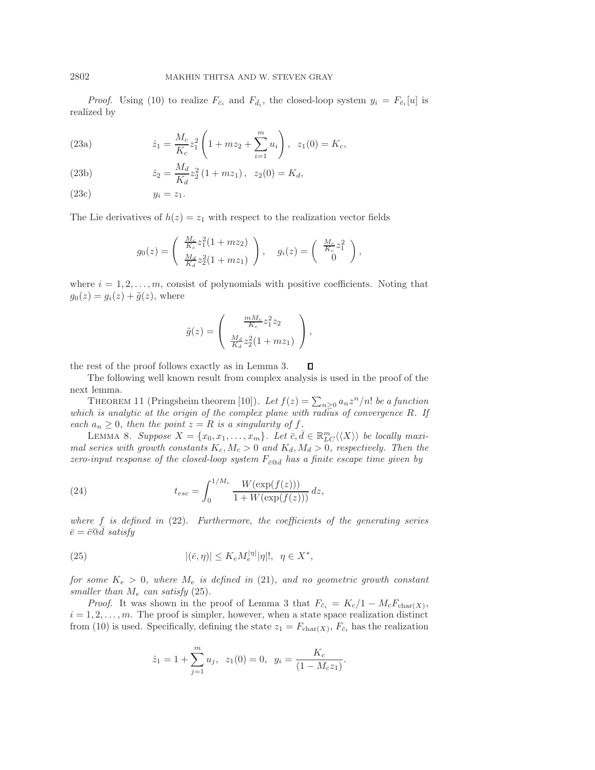*Proof.* Using (10) to realize $F_{\bar{c}_i}$ and $F_{\bar{d}_i}$, the closed-loop system $y_i = F_{\bar{e}_i}[u]$ is realized by

$$\dot{z}_1 = \frac{M_c}{K_c} z_1^2 \left(1 + m z_2 + \sum_{i=1}^{m} u_i\right), \quad z_1(0) = K_c, \tag{23a}$$

$$\dot{z}_2 = \frac{M_d}{K_d} z_2^2 \left(1 + m z_1\right), \quad z_2(0) = K_d, \tag{23b}$$

$$y_i = z_1. \tag{23c}$$

The Lie derivatives of $h(z) = z_1$ with respect to the realization vector fields

$$g_0(z) = \begin{pmatrix} \frac{M_c}{K_c} z_1^2 (1 + m z_2) \\ \frac{M_d}{K_d} z_2^2 (1 + m z_1) \end{pmatrix}, \quad g_i(z) = \begin{pmatrix} \frac{M_c}{K_c} z_1^2 \\ 0 \end{pmatrix},$$

where $i = 1, 2, \ldots, m$, consist of polynomials with positive coefficients. Noting that $g_0(z) = g_i(z) + \tilde{g}(z)$, where

$$\tilde{g}(z) = \begin{pmatrix} \frac{m M_c}{K_c} z_1^2 z_2 \\ \frac{M_d}{K_d} z_2^2 (1 + m z_1) \end{pmatrix},$$

the rest of the proof follows exactly as in Lemma 3. $\square$

The following well known result from complex analysis is used in the proof of the next lemma.

THEOREM 11 (Pringsheim theorem [10]). *Let $f(z) = \sum_{n \geq 0} a_n z^n / n!$ be a function which is analytic at the origin of the complex plane with radius of convergence $R$. If each $a_n \geq 0$, then the point $z = R$ is a singularity of $f$.*

LEMMA 8. *Suppose $X = \{x_0, x_1, \ldots, x_m\}$. Let $\bar{c}, \bar{d} \in \mathbb{R}^m_{LC}\langle\langle X \rangle\rangle$ be locally maximal series with growth constants $K_c, M_c > 0$ and $K_d, M_d > 0$, respectively. Then the zero-input response of the closed-loop system $F_{\bar{c} @ \bar{d}}$ has a finite escape time given by*

$$t_{esc} = \int_0^{1/M_c} \frac{W(\exp(f(z)))}{1 + W(\exp(f(z)))} \, dz, \tag{24}$$

*where $f$ is defined in (22). Furthermore, the coefficients of the generating series $\bar{e} = \bar{c} @ \bar{d}$ satisfy*

$$|(\bar{e}, \eta)| \leq K_e M_e^{|\eta|} |\eta|!, \quad \eta \in X^*, \tag{25}$$

*for some $K_e > 0$, where $M_e$ is defined in (21), and no geometric growth constant smaller than $M_e$ can satisfy (25).*

*Proof.* It was shown in the proof of Lemma 3 that $F_{\bar{c}_i} = K_c / 1 - M_c F_{\mathrm{char}(X)}$, $i = 1, 2, \ldots, m$. The proof is simpler, however, when a state space realization distinct from (10) is used. Specifically, defining the state $z_1 = F_{\mathrm{char}(X)}$, $F_{\bar{c}_i}$ has the realization

$$\dot{z}_1 = 1 + \sum_{j=1}^{m} u_j, \quad z_1(0) = 0, \quad y_i = \frac{K_c}{(1 - M_c z_1)}.$$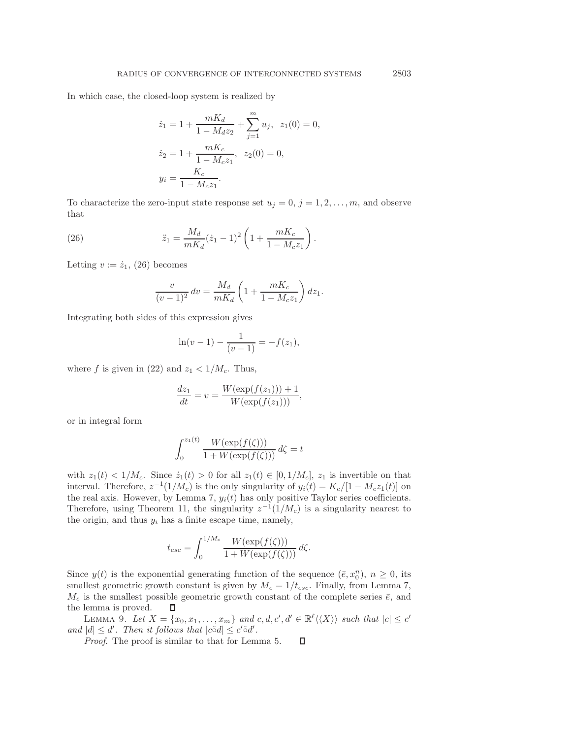In which case, the closed-loop system is realized by

$$
\begin{aligned}
\dot{z}_1 &= 1 + \frac{mK_d}{1 - M_d z_2} + \sum_{j=1}^{m} u_j, \quad z_1(0) = 0, \\
\dot{z}_2 &= 1 + \frac{mK_c}{1 - M_c z_1}, \quad z_2(0) = 0, \\
y_i &= \frac{K_c}{1 - M_c z_1}.
\end{aligned}
$$

To characterize the zero-input state response set $u_j = 0$, $j = 1, 2, \ldots, m$, and observe that

$$
\ddot{z}_1 = \frac{M_d}{mK_d} (\dot{z}_1 - 1)^2 \left(1 + \frac{mK_c}{1 - M_c z_1}\right). \tag{26}
$$

Letting $v := \dot{z}_1$, (26) becomes

$$
\frac{v}{(v-1)^2}\, dv = \frac{M_d}{mK_d} \left(1 + \frac{mK_c}{1 - M_c z_1}\right) dz_1.
$$

Integrating both sides of this expression gives

$$
\ln(v - 1) - \frac{1}{(v-1)} = -f(z_1),
$$

where $f$ is given in (22) and $z_1 < 1/M_c$. Thus,

$$
\frac{dz_1}{dt} = v = \frac{W(\exp(f(z_1))) + 1}{W(\exp(f(z_1)))},
$$

or in integral form

$$
\int_0^{z_1(t)} \frac{W(\exp(f(\zeta)))}{1 + W(\exp(f(\zeta)))}\, d\zeta = t
$$

with $z_1(t) < 1/M_c$. Since $\dot{z}_1(t) > 0$ for all $z_1(t) \in [0, 1/M_c]$, $z_1$ is invertible on that interval. Therefore, $z^{-1}(1/M_c)$ is the only singularity of $y_i(t) = K_c/[1 - M_c z_1(t)]$ on the real axis. However, by Lemma 7, $y_i(t)$ has only positive Taylor series coefficients. Therefore, using Theorem 11, the singularity $z^{-1}(1/M_c)$ is a singularity nearest to the origin, and thus $y_i$ has a finite escape time, namely,

$$
t_{esc} = \int_0^{1/M_c} \frac{W(\exp(f(\zeta)))}{1 + W(\exp(f(\zeta)))}\, d\zeta.
$$

Since $y(t)$ is the exponential generating function of the sequence $(\bar{e}, x_0^n)$, $n \geq 0$, its smallest geometric growth constant is given by $M_e = 1/t_{esc}$. Finally, from Lemma 7, $M_e$ is the smallest possible geometric growth constant of the complete series $\bar{e}$, and the lemma is proved. ∎

LEMMA 9. *Let $X = \{x_0, x_1, \ldots, x_m\}$ and $c, d, c', d' \in \mathbb{R}^\ell\langle\langle X \rangle\rangle$ such that $|c| \leq c'$ and $|d| \leq d'$. Then it follows that $|c \tilde{\circ} d| \leq c' \tilde{\circ} d'$.*

*Proof*. The proof is similar to that for Lemma 5. ∎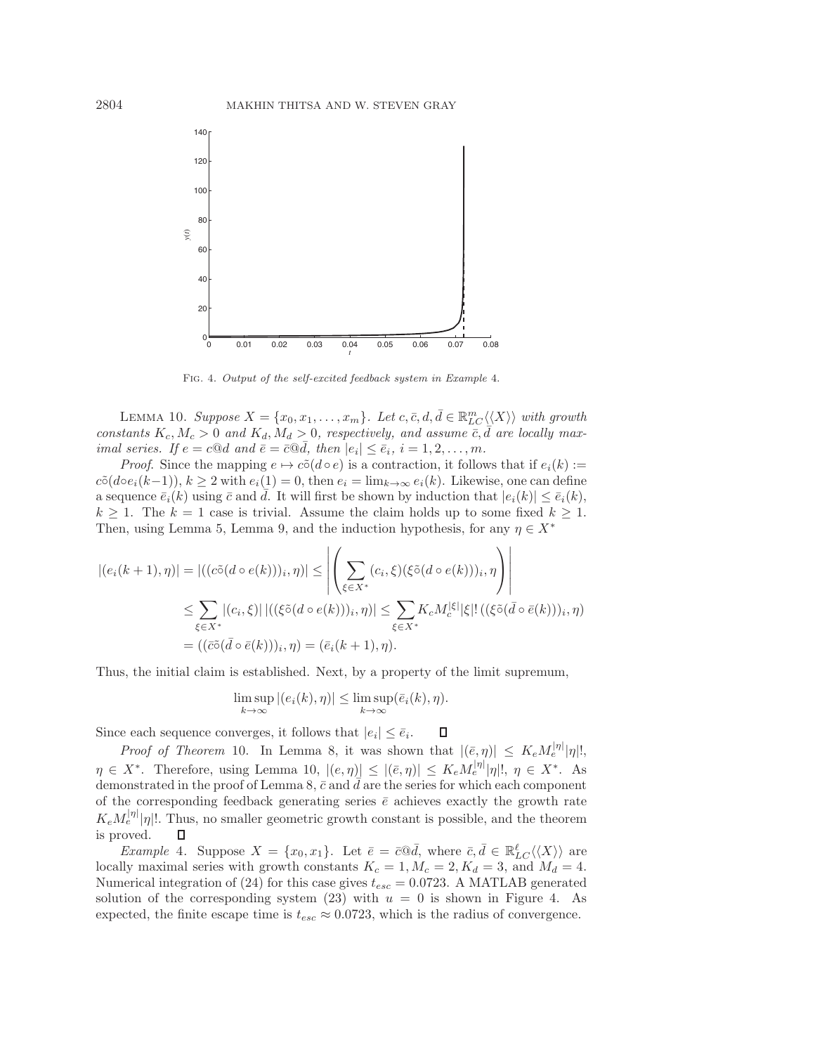FIG. 4. *Output of the self-excited feedback system in Example* 4.

LEMMA 10. *Suppose $X = \{x_0, x_1, \ldots, x_m\}$. Let $c, \bar{c}, d, \bar{d} \in \mathbb{R}^m_{LC}\langle\langle X \rangle\rangle$ with growth constants $K_c, M_c > 0$ and $K_d, M_d > 0$, respectively, and assume $\bar{c}, \bar{d}$ are locally maximal series. If $e = c@d$ and $\bar{e} = \bar{c}@\bar{d}$, then $|e_i| \leq \bar{e}_i$, $i = 1, 2, \ldots, m$.*

*Proof.* Since the mapping $e \mapsto c\tilde{\circ}(d \circ e)$ is a contraction, it follows that if $e_i(k) := c\tilde{\circ}(d \circ e_i(k-1))$, $k \geq 2$ with $e_i(1) = 0$, then $e_i = \lim_{k\to\infty} e_i(k)$. Likewise, one can define a sequence $\bar{e}_i(k)$ using $\bar{c}$ and $\bar{d}$. It will first be shown by induction that $|e_i(k)| \leq \bar{e}_i(k)$, $k \geq 1$. The $k = 1$ case is trivial. Assume the claim holds up to some fixed $k \geq 1$. Then, using Lemma 5, Lemma 9, and the induction hypothesis, for any $\eta \in X^*$

$$
\begin{aligned}
|(e_i(k+1), \eta)| = |((c\tilde{\circ}(d \circ e(k)))_i, \eta)| &\leq \left| \left( \sum_{\xi \in X^*} (c_i, \xi)(\xi\tilde{\circ}(d \circ e(k)))_i, \eta \right) \right| \\
&\leq \sum_{\xi \in X^*} |(c_i, \xi)| \, |((\xi\tilde{\circ}(d \circ e(k)))_i, \eta)| \leq \sum_{\xi \in X^*} K_c M_c^{|\xi|} |\xi|! \, ((\xi\tilde{\circ}(\bar{d} \circ \bar{e}(k)))_i, \eta) \\
&= ((\bar{c}\tilde{\circ}(\bar{d} \circ \bar{e}(k)))_i, \eta) = (\bar{e}_i(k+1), \eta).
\end{aligned}
$$

Thus, the initial claim is established. Next, by a property of the limit supremum,

$$
\limsup_{k\to\infty} |(e_i(k), \eta)| \leq \limsup_{k\to\infty} (\bar{e}_i(k), \eta).
$$

Since each sequence converges, it follows that $|e_i| \leq \bar{e}_i$. ◻

*Proof of Theorem* 10. In Lemma 8, it was shown that $|(\bar{e}, \eta)| \leq K_e M_e^{|\eta|} |\eta|!$, $\eta \in X^*$. Therefore, using Lemma 10, $|(e, \eta)| \leq |(\bar{e}, \eta)| \leq K_e M_e^{|\eta|} |\eta|!$, $\eta \in X^*$. As demonstrated in the proof of Lemma 8, $\bar{c}$ and $\bar{d}$ are the series for which each component of the corresponding feedback generating series $\bar{e}$ achieves exactly the growth rate $K_e M_e^{|\eta|} |\eta|!$. Thus, no smaller geometric growth constant is possible, and the theorem is proved. ◻

*Example* 4. Suppose $X = \{x_0, x_1\}$. Let $\bar{e} = \bar{c}@\bar{d}$, where $\bar{c}, \bar{d} \in \mathbb{R}^\ell_{LC}\langle\langle X \rangle\rangle$ are locally maximal series with growth constants $K_c = 1, M_c = 2, K_d = 3$, and $M_d = 4$. Numerical integration of (24) for this case gives $t_{esc} = 0.0723$. A MATLAB generated solution of the corresponding system (23) with $u = 0$ is shown in Figure 4. As expected, the finite escape time is $t_{esc} \approx 0.0723$, which is the radius of convergence.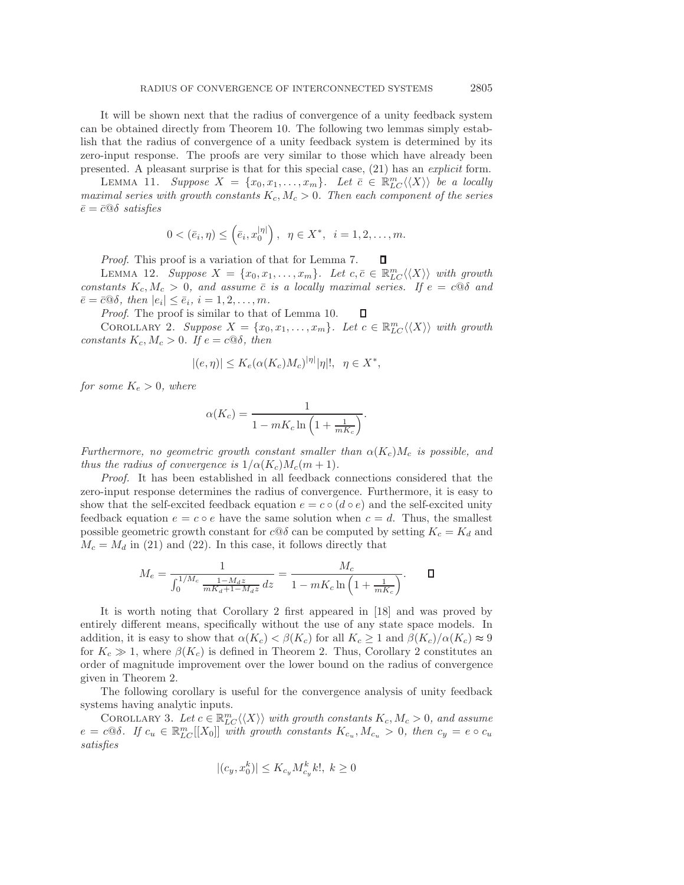It will be shown next that the radius of convergence of a unity feedback system can be obtained directly from Theorem 10. The following two lemmas simply establish that the radius of convergence of a unity feedback system is determined by its zero-input response. The proofs are very similar to those which have already been presented. A pleasant surprise is that for this special case, (21) has an *explicit* form.

LEMMA 11. *Suppose* $X = \{x_0, x_1, \ldots, x_m\}$. *Let* $\bar{c} \in \mathbb{R}^m_{LC}\langle\langle X\rangle\rangle$ *be a locally maximal series with growth constants* $K_c, M_c > 0$. *Then each component of the series* $\bar{e} = \bar{c}@\delta$ *satisfies*

$$0 < (\bar{e}_i, \eta) \leq \left(\bar{e}_i, x_0^{|\eta|}\right), \quad \eta \in X^*, \quad i = 1, 2, \ldots, m.$$

*Proof*. This proof is a variation of that for Lemma 7. ∎

LEMMA 12. *Suppose* $X = \{x_0, x_1, \ldots, x_m\}$. *Let* $c, \bar{c} \in \mathbb{R}^m_{LC}\langle\langle X\rangle\rangle$ *with growth constants* $K_c, M_c > 0$, *and assume* $\bar{c}$ *is a locally maximal series. If* $e = c@\delta$ *and* $\bar{e} = \bar{c}@\delta$, *then* $|e_i| \leq \bar{e}_i$, $i = 1, 2, \ldots, m$.

*Proof*. The proof is similar to that of Lemma 10. ∎

COROLLARY 2. *Suppose* $X = \{x_0, x_1, \ldots, x_m\}$. *Let* $c \in \mathbb{R}^m_{LC}\langle\langle X\rangle\rangle$ *with growth constants* $K_c, M_c > 0$. *If* $e = c@\delta$, *then*

$$|(e, \eta)| \leq K_e (\alpha(K_c) M_c)^{|\eta|} |\eta|!, \quad \eta \in X^*,$$

*for some* $K_e > 0$, *where*

$$\alpha(K_c) = \frac{1}{1 - mK_c \ln\left(1 + \frac{1}{mK_c}\right)}.$$

*Furthermore, no geometric growth constant smaller than* $\alpha(K_c)M_c$ *is possible, and thus the radius of convergence is* $1/\alpha(K_c)M_c(m+1)$.

*Proof*. It has been established in all feedback connections considered that the zero-input response determines the radius of convergence. Furthermore, it is easy to show that the self-excited feedback equation $e = c \circ (d \circ e)$ and the self-excited unity feedback equation $e = c \circ e$ have the same solution when $c = d$. Thus, the smallest possible geometric growth constant for $c@\delta$ can be computed by setting $K_c = K_d$ and $M_c = M_d$ in (21) and (22). In this case, it follows directly that

$$M_e = \frac{1}{\int_0^{1/M_c} \frac{1 - M_d z}{mK_d + 1 - M_d z}\, dz} = \frac{M_c}{1 - mK_c \ln\left(1 + \frac{1}{mK_c}\right)}. \qquad ∎$$

It is worth noting that Corollary 2 first appeared in [18] and was proved by entirely different means, specifically without the use of any state space models. In addition, it is easy to show that $\alpha(K_c) < \beta(K_c)$ for all $K_c \geq 1$ and $\beta(K_c)/\alpha(K_c) \approx 9$ for $K_c \gg 1$, where $\beta(K_c)$ is defined in Theorem 2. Thus, Corollary 2 constitutes an order of magnitude improvement over the lower bound on the radius of convergence given in Theorem 2.

The following corollary is useful for the convergence analysis of unity feedback systems having analytic inputs.

COROLLARY 3. *Let* $c \in \mathbb{R}^m_{LC}\langle\langle X\rangle\rangle$ *with growth constants* $K_c, M_c > 0$, *and assume* $e = c@\delta$. *If* $c_u \in \mathbb{R}^m_{LC}[[X_0]]$ *with growth constants* $K_{c_u}, M_{c_u} > 0$, *then* $c_y = e \circ c_u$ *satisfies*

$$|(c_y, x_0^k)| \leq K_{c_y} M_{c_y}^k k!, \; k \geq 0$$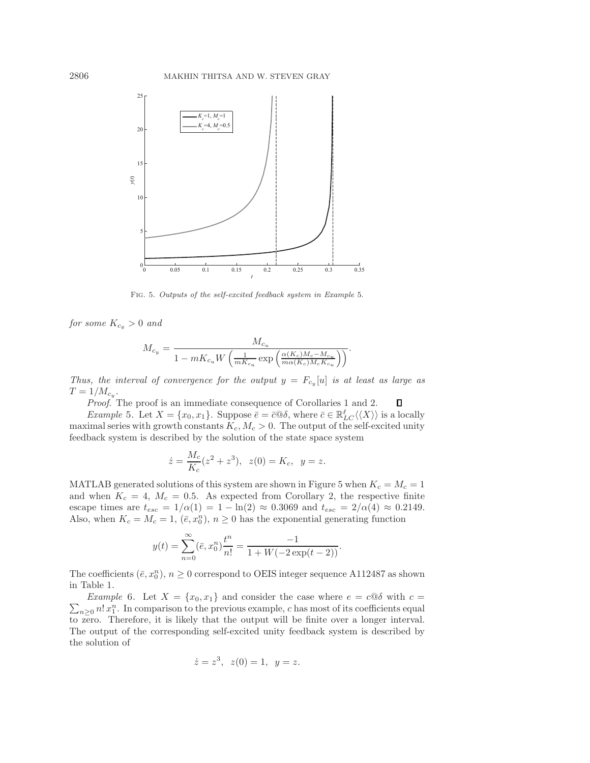FIG. 5. *Outputs of the self-excited feedback system in Example* 5.

*for some* $K_{c_y} > 0$ *and*

$$M_{c_y} = \frac{M_{c_u}}{1 - mK_{c_u} W\left(\frac{1}{mK_{c_u}} \exp\left(\frac{\alpha(K_c)M_c - M_{c_u}}{m\alpha(K_c)M_c K_{c_u}}\right)\right)}.$$

*Thus, the interval of convergence for the output* $y = F_{c_y}[u]$ *is at least as large as* $T = 1/M_{c_y}$.

*Proof.* The proof is an immediate consequence of Corollaries 1 and 2. ∎

*Example* 5. Let $X = \{x_0, x_1\}$. Suppose $\bar{e} = \bar{c}@\delta$, where $\bar{c} \in \mathbb{R}^{\ell}_{LC}\langle\langle X\rangle\rangle$ is a locally maximal series with growth constants $K_c, M_c > 0$. The output of the self-excited unity feedback system is described by the solution of the state space system

$$\dot{z} = \frac{M_c}{K_c}(z^2 + z^3), \ \ z(0) = K_c, \ \ y = z.$$

MATLAB generated solutions of this system are shown in Figure 5 when $K_c = M_c = 1$ and when $K_c = 4$, $M_c = 0.5$. As expected from Corollary 2, the respective finite escape times are $t_{esc} = 1/\alpha(1) = 1 - \ln(2) \approx 0.3069$ and $t_{esc} = 2/\alpha(4) \approx 0.2149$. Also, when $K_c = M_c = 1$, $(\bar{e}, x_0^n)$, $n \geq 0$ has the exponential generating function

$$y(t) = \sum_{n=0}^{\infty} (\bar{e}, x_0^n) \frac{t^n}{n!} = \frac{-1}{1 + W(-2\exp(t-2))}.$$

The coefficients $(\bar{e}, x_0^n)$, $n \geq 0$ correspond to OEIS integer sequence A112487 as shown in Table 1.

*Example* 6. Let $X = \{x_0, x_1\}$ and consider the case where $e = c@\delta$ with $c = \sum_{n\geq 0} n!\, x_1^n$. In comparison to the previous example, $c$ has most of its coefficients equal to zero. Therefore, it is likely that the output will be finite over a longer interval. The output of the corresponding self-excited unity feedback system is described by the solution of

$$\dot{z} = z^3, \ \ z(0) = 1, \ \ y = z.$$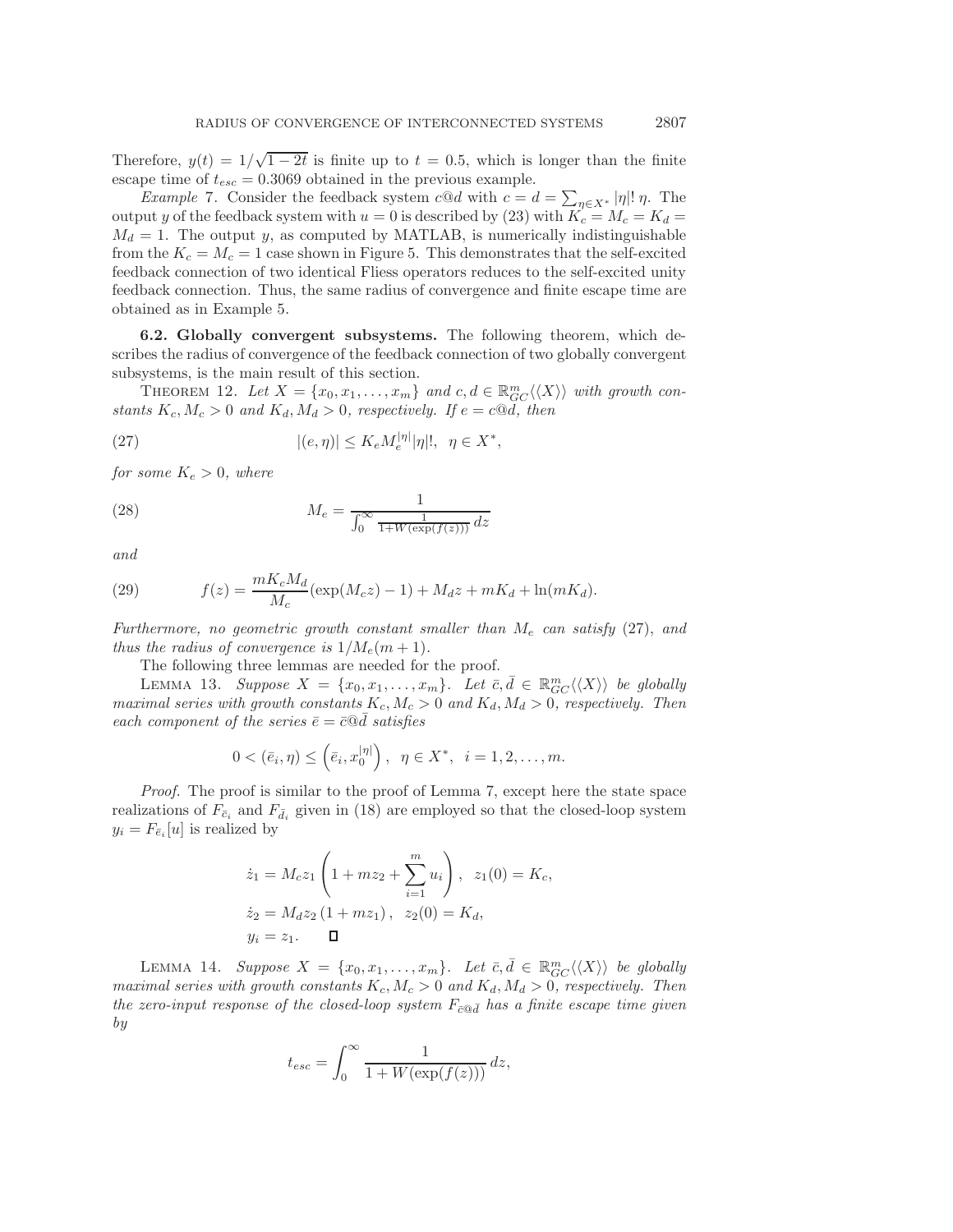Therefore, $y(t) = 1/\sqrt{1-2t}$ is finite up to $t = 0.5$, which is longer than the finite escape time of $t_{esc} = 0.3069$ obtained in the previous example.

*Example* 7. Consider the feedback system $c@d$ with $c = d = \sum_{\eta \in X^*} |\eta|!\,\eta$. The output $y$ of the feedback system with $u = 0$ is described by (23) with $K_c = M_c = K_d = M_d = 1$. The output $y$, as computed by MATLAB, is numerically indistinguishable from the $K_c = M_c = 1$ case shown in Figure 5. This demonstrates that the self-excited feedback connection of two identical Fliess operators reduces to the self-excited unity feedback connection. Thus, the same radius of convergence and finite escape time are obtained as in Example 5.

**6.2. Globally convergent subsystems.** The following theorem, which describes the radius of convergence of the feedback connection of two globally convergent subsystems, is the main result of this section.

THEOREM 12. *Let $X = \{x_0, x_1, \ldots, x_m\}$ and $c, d \in \mathbb{R}^m_{GC}\langle\langle X \rangle\rangle$ with growth constants $K_c, M_c > 0$ and $K_d, M_d > 0$, respectively. If $e = c@d$, then*

$$|(e, \eta)| \leq K_e M_e^{|\eta|} |\eta|!, \quad \eta \in X^*, \tag{27}$$

*for some $K_e > 0$, where*

$$M_e = \frac{1}{\int_0^\infty \frac{1}{1 + W(\exp(f(z)))}\, dz} \tag{28}$$

*and*

$$f(z) = \frac{mK_cM_d}{M_c}(\exp(M_c z) - 1) + M_d z + mK_d + \ln(mK_d). \tag{29}$$

*Furthermore, no geometric growth constant smaller than $M_e$ can satisfy* (27)*, and thus the radius of convergence is $1/M_e(m+1)$.*

The following three lemmas are needed for the proof.

LEMMA 13. *Suppose $X = \{x_0, x_1, \ldots, x_m\}$. Let $\bar{c}, \bar{d} \in \mathbb{R}^m_{GC}\langle\langle X \rangle\rangle$ be globally maximal series with growth constants $K_c, M_c > 0$ and $K_d, M_d > 0$, respectively. Then each component of the series $\bar{e} = \bar{c}@\bar{d}$ satisfies*

$$0 < (\bar{e}_i, \eta) \leq \left(\bar{e}_i, x_0^{|\eta|}\right), \quad \eta \in X^*, \quad i = 1, 2, \ldots, m.$$

*Proof.* The proof is similar to the proof of Lemma 7, except here the state space realizations of $F_{\bar{c}_i}$ and $F_{\bar{d}_i}$ given in (18) are employed so that the closed-loop system $y_i = F_{\bar{e}_i}[u]$ is realized by

$$\dot{z}_1 = M_c z_1 \left(1 + m z_2 + \sum_{i=1}^m u_i\right), \quad z_1(0) = K_c,$$
$$\dot{z}_2 = M_d z_2 \left(1 + m z_1\right), \quad z_2(0) = K_d,$$
$$y_i = z_1. \qquad \square$$

LEMMA 14. *Suppose $X = \{x_0, x_1, \ldots, x_m\}$. Let $\bar{c}, \bar{d} \in \mathbb{R}^m_{GC}\langle\langle X \rangle\rangle$ be globally maximal series with growth constants $K_c, M_c > 0$ and $K_d, M_d > 0$, respectively. Then the zero-input response of the closed-loop system $F_{\bar{c}@\bar{d}}$ has a finite escape time given by*

$$t_{esc} = \int_0^\infty \frac{1}{1 + W(\exp(f(z)))}\, dz,$$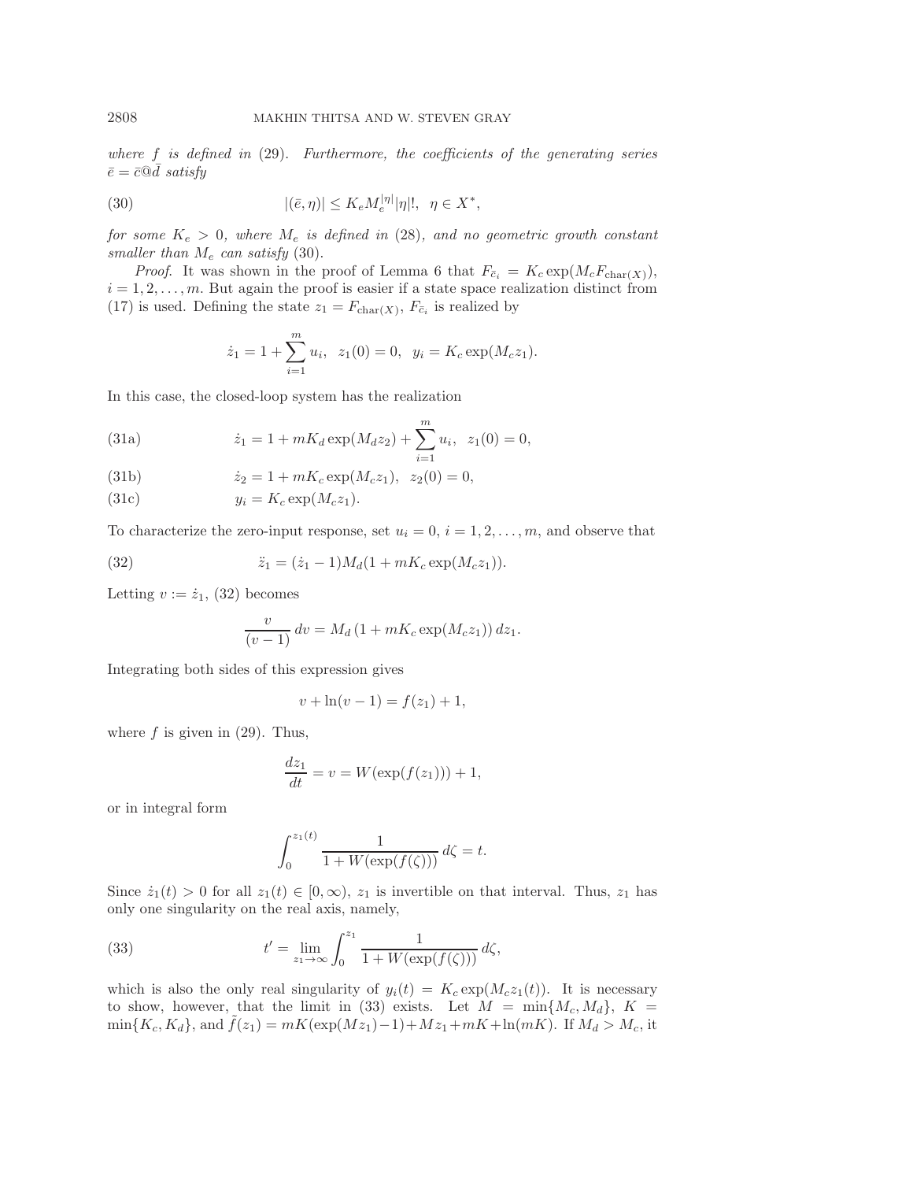*where $f$ is defined in* (29)*. Furthermore, the coefficients of the generating series $\bar{e} = \bar{c}@\bar{d}$ satisfy*

$$|(\bar{e}, \eta)| \leq K_e M_e^{|\eta|} |\eta|!, \quad \eta \in X^*, \tag{30}$$

*for some $K_e > 0$, where $M_e$ is defined in* (28)*, and no geometric growth constant smaller than $M_e$ can satisfy* (30)*.*

*Proof.* It was shown in the proof of Lemma 6 that $F_{\bar{c}_i} = K_c \exp(M_c F_{\text{char}(X)})$, $i = 1, 2, \ldots, m$. But again the proof is easier if a state space realization distinct from (17) is used. Defining the state $z_1 = F_{\text{char}(X)}$, $F_{\bar{c}_i}$ is realized by

$$\dot{z}_1 = 1 + \sum_{i=1}^{m} u_i, \quad z_1(0) = 0, \quad y_i = K_c \exp(M_c z_1).$$

In this case, the closed-loop system has the realization

$$\dot{z}_1 = 1 + mK_d \exp(M_d z_2) + \sum_{i=1}^{m} u_i, \quad z_1(0) = 0, \tag{31a}$$

$$\dot{z}_2 = 1 + mK_c \exp(M_c z_1), \quad z_2(0) = 0, \tag{31b}$$

$$y_i = K_c \exp(M_c z_1). \tag{31c}$$

To characterize the zero-input response, set $u_i = 0$, $i = 1, 2, \ldots, m$, and observe that

$$\ddot{z}_1 = (\dot{z}_1 - 1) M_d (1 + mK_c \exp(M_c z_1)). \tag{32}$$

Letting $v := \dot{z}_1$, (32) becomes

$$\frac{v}{(v-1)}\, dv = M_d \left(1 + mK_c \exp(M_c z_1)\right) dz_1.$$

Integrating both sides of this expression gives

$$v + \ln(v - 1) = f(z_1) + 1,$$

where $f$ is given in (29). Thus,

$$\frac{dz_1}{dt} = v = W(\exp(f(z_1))) + 1,$$

or in integral form

$$\int_0^{z_1(t)} \frac{1}{1 + W(\exp(f(\zeta)))}\, d\zeta = t.$$

Since $\dot{z}_1(t) > 0$ for all $z_1(t) \in [0, \infty)$, $z_1$ is invertible on that interval. Thus, $z_1$ has only one singularity on the real axis, namely,

$$t' = \lim_{z_1 \to \infty} \int_0^{z_1} \frac{1}{1 + W(\exp(f(\zeta)))}\, d\zeta, \tag{33}$$

which is also the only real singularity of $y_i(t) = K_c \exp(M_c z_1(t))$. It is necessary to show, however, that the limit in (33) exists. Let $M = \min\{M_c, M_d\}$, $K = \min\{K_c, K_d\}$, and $\tilde{f}(z_1) = mK(\exp(Mz_1) - 1) + Mz_1 + mK + \ln(mK)$. If $M_d > M_c$, it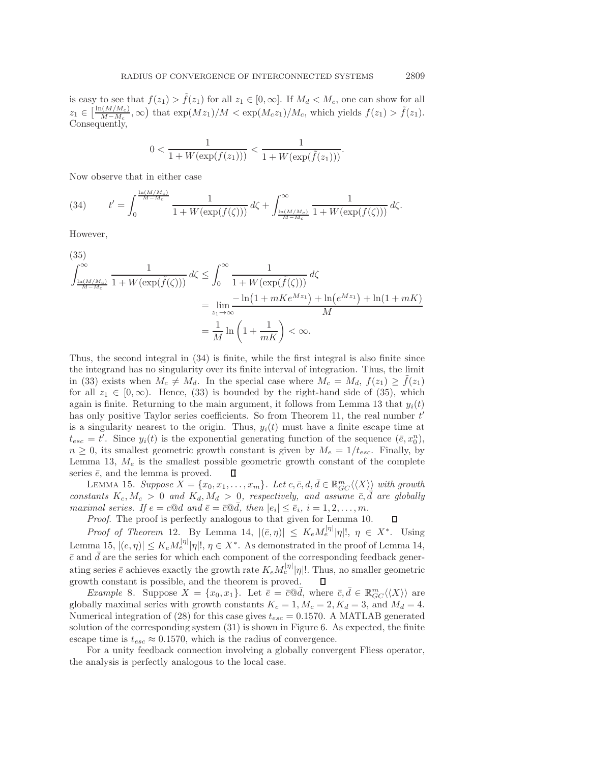is easy to see that $f(z_1) > \tilde{f}(z_1)$ for all $z_1 \in [0, \infty]$. If $M_d < M_c$, one can show for all $z_1 \in \left[\frac{\ln(M/M_c)}{M - M_c}, \infty\right)$ that $\exp(Mz_1)/M < \exp(M_c z_1)/M_c$, which yields $f(z_1) > \tilde{f}(z_1)$. Consequently,

$$
0 < \frac{1}{1 + W(\exp(f(z_1)))} < \frac{1}{1 + W(\exp(\tilde{f}(z_1)))}.
$$

Now observe that in either case

$$
t' = \int_0^{\frac{\ln(M/M_c)}{M - M_c}} \frac{1}{1 + W(\exp(f(\zeta)))}\, d\zeta + \int_{\frac{\ln(M/M_c)}{M - M_c}}^{\infty} \frac{1}{1 + W(\exp(f(\zeta)))}\, d\zeta. \tag{34}
$$

However,

$$
\begin{aligned}
\int_{\frac{\ln(M/M_c)}{M - M_c}}^{\infty} \frac{1}{1 + W(\exp(\tilde{f}(\zeta)))}\, d\zeta &\leq \int_0^{\infty} \frac{1}{1 + W(\exp(\tilde{f}(\zeta)))}\, d\zeta \\
&= \lim_{z_1 \to \infty} \frac{-\ln\left(1 + mKe^{Mz_1}\right) + \ln\left(e^{Mz_1}\right) + \ln(1 + mK)}{M} \\
&= \frac{1}{M} \ln\left(1 + \frac{1}{mK}\right) < \infty.
\end{aligned} \tag{35}
$$

Thus, the second integral in (34) is finite, while the first integral is also finite since the integrand has no singularity over its finite interval of integration. Thus, the limit in (33) exists when $M_c \neq M_d$. In the special case where $M_c = M_d$, $f(z_1) \geq \tilde{f}(z_1)$ for all $z_1 \in [0, \infty)$. Hence, (33) is bounded by the right-hand side of (35), which again is finite. Returning to the main argument, it follows from Lemma 13 that $y_i(t)$ has only positive Taylor series coefficients. So from Theorem 11, the real number $t'$ is a singularity nearest to the origin. Thus, $y_i(t)$ must have a finite escape time at $t_{esc} = t'$. Since $y_i(t)$ is the exponential generating function of the sequence $(\bar{e}, x_0^n)$, $n \geq 0$, its smallest geometric growth constant is given by $M_e = 1/t_{esc}$. Finally, by Lemma 13, $M_e$ is the smallest possible geometric growth constant of the complete series $\bar{e}$, and the lemma is proved. ∎

Lemma 15. *Suppose $X = \{x_0, x_1, \ldots, x_m\}$. Let $c, \bar{c}, d, \bar{d} \in \mathbb{R}^m_{GC}\langle\langle X \rangle\rangle$ with growth constants $K_c, M_c > 0$ and $K_d, M_d > 0$, respectively, and assume $\bar{c}, \bar{d}$ are globally maximal series. If $e = c@d$ and $\bar{e} = \bar{c}@\bar{d}$, then $|e_i| \leq \bar{e}_i$, $i = 1, 2, \ldots, m$.*

*Proof*. The proof is perfectly analogous to that given for Lemma 10. ∎

*Proof of Theorem* 12. By Lemma 14, $|(\bar{e}, \eta)| \leq K_e M_e^{|\eta|}|\eta|!$, $\eta \in X^*$. Using Lemma 15, $|(e, \eta)| \leq K_e M_e^{|\eta|}|\eta|!$, $\eta \in X^*$. As demonstrated in the proof of Lemma 14, $\bar{c}$ and $\bar{d}$ are the series for which each component of the corresponding feedback generating series $\bar{e}$ achieves exactly the growth rate $K_e M_e^{|\eta|}|\eta|!$. Thus, no smaller geometric growth constant is possible, and the theorem is proved. ∎

*Example* 8. Suppose $X = \{x_0, x_1\}$. Let $\bar{e} = \bar{c}@\bar{d}$, where $\bar{c}, \bar{d} \in \mathbb{R}^m_{GC}\langle X \rangle$ are globally maximal series with growth constants $K_c = 1, M_c = 2, K_d = 3$, and $M_d = 4$. Numerical integration of (28) for this case gives $t_{esc} = 0.1570$. A MATLAB generated solution of the corresponding system (31) is shown in Figure 6. As expected, the finite escape time is $t_{esc} \approx 0.1570$, which is the radius of convergence.

For a unity feedback connection involving a globally convergent Fliess operator, the analysis is perfectly analogous to the local case.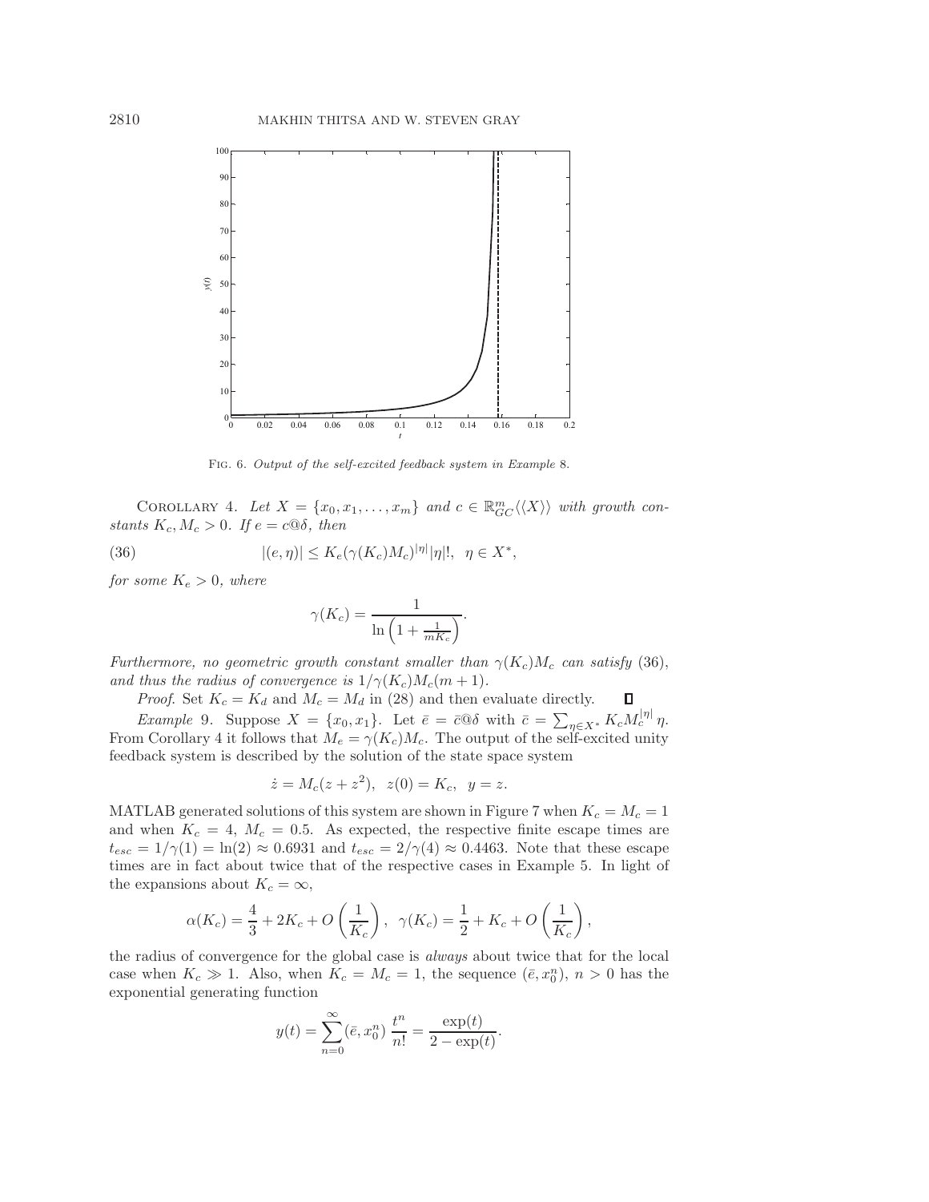Fig. 6. *Output of the self-excited feedback system in Example* 8.

COROLLARY 4. *Let* $X = \{x_0, x_1, \ldots, x_m\}$ *and* $c \in \mathbb{R}^m_{GC}\langle\langle X \rangle\rangle$ *with growth constants* $K_c, M_c > 0$. *If* $e = c@\delta$, *then*

$$|(e, \eta)| \le K_e(\gamma(K_c)M_c)^{|\eta|}|\eta|!, \quad \eta \in X^*, \tag{36}$$

*for some* $K_e > 0$, *where*

$$\gamma(K_c) = \frac{1}{\ln\left(1 + \frac{1}{mK_c}\right)}.$$

*Furthermore, no geometric growth constant smaller than* $\gamma(K_c)M_c$ *can satisfy* (36), *and thus the radius of convergence is* $1/\gamma(K_c)M_c(m+1)$.

*Proof.* Set $K_c = K_d$ and $M_c = M_d$ in (28) and then evaluate directly. □

*Example* 9. Suppose $X = \{x_0, x_1\}$. Let $\bar{e} = \bar{c}@\delta$ with $\bar{c} = \sum_{\eta \in X^*} K_c M_c^{|\eta|}\, \eta$. From Corollary 4 it follows that $M_e = \gamma(K_c)M_c$. The output of the self-excited unity feedback system is described by the solution of the state space system

$$\dot{z} = M_c(z + z^2), \quad z(0) = K_c, \quad y = z.$$

MATLAB generated solutions of this system are shown in Figure 7 when $K_c = M_c = 1$ and when $K_c = 4$, $M_c = 0.5$. As expected, the respective finite escape times are $t_{esc} = 1/\gamma(1) = \ln(2) \approx 0.6931$ and $t_{esc} = 2/\gamma(4) \approx 0.4463$. Note that these escape times are in fact about twice that of the respective cases in Example 5. In light of the expansions about $K_c = \infty$,

$$\alpha(K_c) = \frac{4}{3} + 2K_c + O\left(\frac{1}{K_c}\right), \quad \gamma(K_c) = \frac{1}{2} + K_c + O\left(\frac{1}{K_c}\right),$$

the radius of convergence for the global case is *always* about twice that for the local case when $K_c \gg 1$. Also, when $K_c = M_c = 1$, the sequence $(\bar{e}, x_0^n)$, $n > 0$ has the exponential generating function

$$y(t) = \sum_{n=0}^{\infty} (\bar{e}, x_0^n)\, \frac{t^n}{n!} = \frac{\exp(t)}{2 - \exp(t)}.$$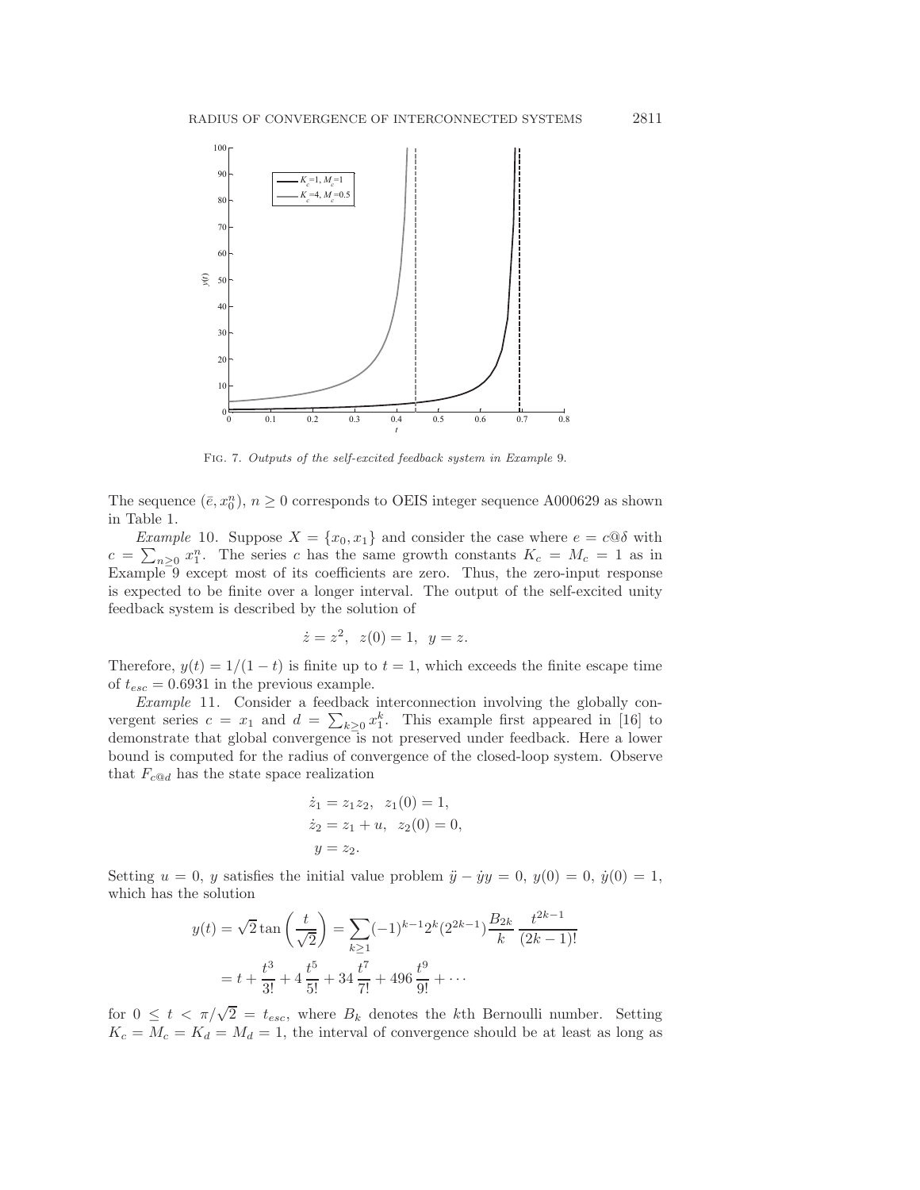Fig. 7. *Outputs of the self-excited feedback system in Example* 9.

The sequence $(\bar{e}, x_0^n)$, $n \geq 0$ corresponds to OEIS integer sequence A000629 as shown in Table 1.

*Example* 10. Suppose $X = \{x_0, x_1\}$ and consider the case where $e = c@\delta$ with $c = \sum_{n\geq 0} x_1^n$. The series $c$ has the same growth constants $K_c = M_c = 1$ as in Example 9 except most of its coefficients are zero. Thus, the zero-input response is expected to be finite over a longer interval. The output of the self-excited unity feedback system is described by the solution of

$$\dot{z} = z^2, \;\; z(0) = 1, \;\; y = z.$$

Therefore, $y(t) = 1/(1-t)$ is finite up to $t = 1$, which exceeds the finite escape time of $t_{esc} = 0.6931$ in the previous example.

*Example* 11. Consider a feedback interconnection involving the globally convergent series $c = x_1$ and $d = \sum_{k\geq 0} x_1^k$. This example first appeared in [16] to demonstrate that global convergence is not preserved under feedback. Here a lower bound is computed for the radius of convergence of the closed-loop system. Observe that $F_{c@d}$ has the state space realization

$$\begin{aligned}
\dot{z}_1 &= z_1 z_2, \;\; z_1(0) = 1, \\
\dot{z}_2 &= z_1 + u, \;\; z_2(0) = 0, \\
y &= z_2.
\end{aligned}$$

Setting $u = 0$, $y$ satisfies the initial value problem $\ddot{y} - \dot{y}y = 0$, $y(0) = 0$, $\dot{y}(0) = 1$, which has the solution

$$\begin{aligned}
y(t) = \sqrt{2}\tan\left(\frac{t}{\sqrt{2}}\right) &= \sum_{k\geq 1} (-1)^{k-1} 2^k (2^{2k-1}) \frac{B_{2k}}{k} \, \frac{t^{2k-1}}{(2k-1)!} \\
&= t + \frac{t^3}{3!} + 4\,\frac{t^5}{5!} + 34\,\frac{t^7}{7!} + 496\,\frac{t^9}{9!} + \cdots
\end{aligned}$$

for $0 \leq t < \pi/\sqrt{2} = t_{esc}$, where $B_k$ denotes the $k$th Bernoulli number. Setting $K_c = M_c = K_d = M_d = 1$, the interval of convergence should be at least as long as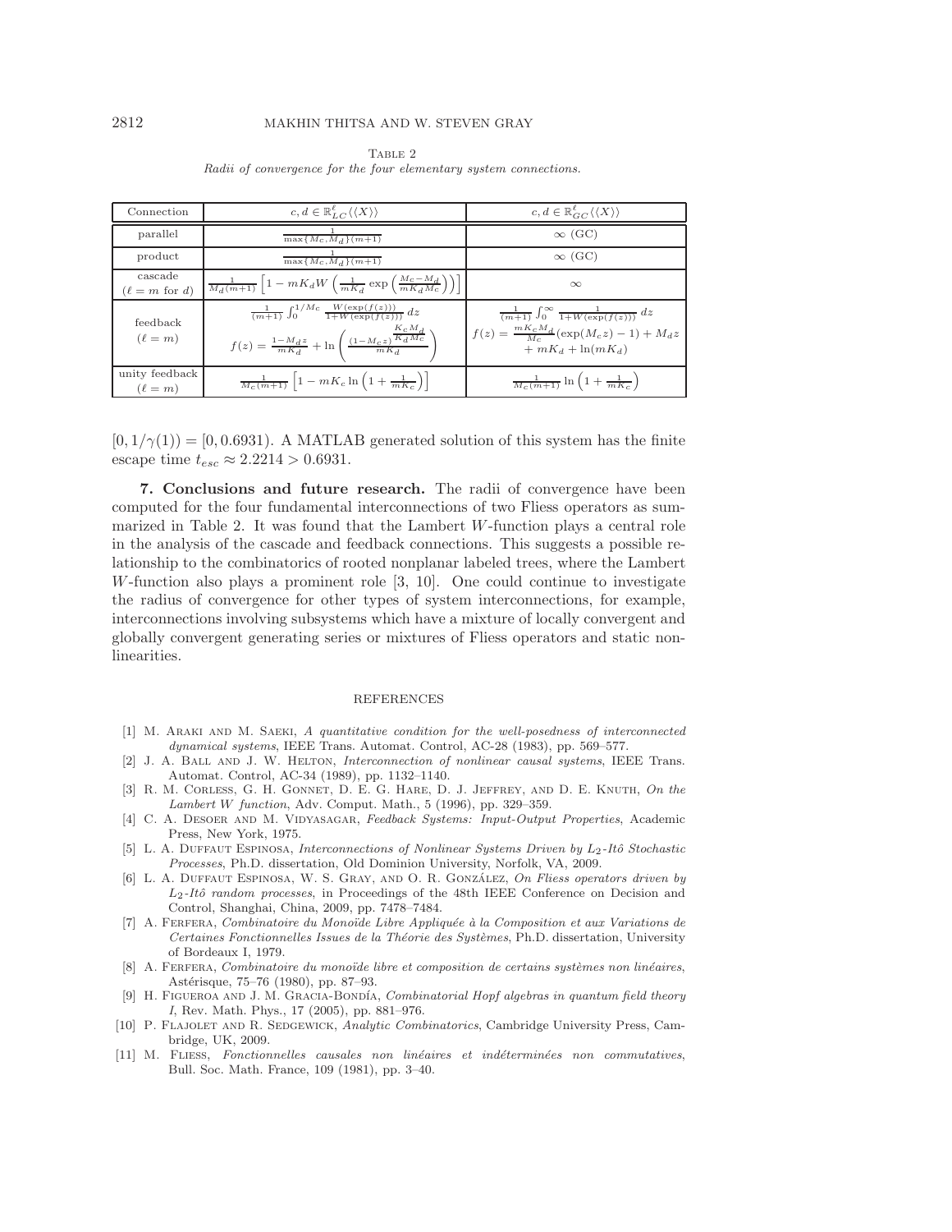TABLE 2
*Radii of convergence for the four elementary system connections.*

| Connection | $c, d \in \mathbb{R}^{\ell}_{LC}\langle\langle X\rangle\rangle$ | $c, d \in \mathbb{R}^{\ell}_{GC}\langle\langle X\rangle\rangle$ |
|---|---|---|
| parallel | $\frac{1}{\max\{M_c, M_d\}(m+1)}$ | $\infty$ (GC) |
| product | $\frac{1}{\max\{M_c, M_d\}(m+1)}$ | $\infty$ (GC) |
| cascade ($\ell = m$ for $d$) | $\frac{1}{M_d(m+1)}\left[1 - mK_d W\left(\frac{1}{mK_d}\exp\left(\frac{M_c - M_d}{mK_d M_c}\right)\right)\right]$ | $\infty$ |
| feedback ($\ell = m$) | $\frac{1}{(m+1)}\int_0^{1/M_c}\frac{W(\exp(f(z)))}{1+W(\exp(f(z)))}\,dz$ <br> $f(z) = \frac{1-M_d z}{mK_d} + \ln\left(\frac{(1-M_c z)^{\frac{K_c M_d}{K_d M_c}}}{mK_d}\right)$ | $\frac{1}{(m+1)}\int_0^{\infty}\frac{1}{1+W(\exp(f(z)))}\,dz$ <br> $f(z) = \frac{mK_c M_d}{M_c}(\exp(M_c z) - 1) + M_d z + mK_d + \ln(mK_d)$ |
| unity feedback ($\ell = m$) | $\frac{1}{M_c(m+1)}\left[1 - mK_c\ln\left(1 + \frac{1}{mK_c}\right)\right]$ | $\frac{1}{M_c(m+1)}\ln\left(1 + \frac{1}{mK_c}\right)$ |

$[0, 1/\gamma(1)) = [0, 0.6931)$. A MATLAB generated solution of this system has the finite escape time $t_{esc} \approx 2.2214 > 0.6931$.

**7. Conclusions and future research.** The radii of convergence have been computed for the four fundamental interconnections of two Fliess operators as summarized in Table 2. It was found that the Lambert $W$-function plays a central role in the analysis of the cascade and feedback connections. This suggests a possible relationship to the combinatorics of rooted nonplanar labeled trees, where the Lambert $W$-function also plays a prominent role [3, 10]. One could continue to investigate the radius of convergence for other types of system interconnections, for example, interconnections involving subsystems which have a mixture of locally convergent and globally convergent generating series or mixtures of Fliess operators and static nonlinearities.

## REFERENCES

[1] M. Araki and M. Saeki, *A quantitative condition for the well-posedness of interconnected dynamical systems*, IEEE Trans. Automat. Control, AC-28 (1983), pp. 569–577.

[2] J. A. Ball and J. W. Helton, *Interconnection of nonlinear causal systems*, IEEE Trans. Automat. Control, AC-34 (1989), pp. 1132–1140.

[3] R. M. Corless, G. H. Gonnet, D. E. G. Hare, D. J. Jeffrey, and D. E. Knuth, *On the Lambert W function*, Adv. Comput. Math., 5 (1996), pp. 329–359.

[4] C. A. Desoer and M. Vidyasagar, *Feedback Systems: Input-Output Properties*, Academic Press, New York, 1975.

[5] L. A. Duffaut Espinosa, *Interconnections of Nonlinear Systems Driven by $L_2$-Itô Stochastic Processes*, Ph.D. dissertation, Old Dominion University, Norfolk, VA, 2009.

[6] L. A. Duffaut Espinosa, W. S. Gray, and O. R. González, *On Fliess operators driven by $L_2$-Itô random processes*, in Proceedings of the 48th IEEE Conference on Decision and Control, Shanghai, China, 2009, pp. 7478–7484.

[7] A. Ferfera, *Combinatoire du Monoïde Libre Appliquée à la Composition et aux Variations de Certaines Fonctionnelles Issues de la Théorie des Systèmes*, Ph.D. dissertation, University of Bordeaux I, 1979.

[8] A. Ferfera, *Combinatoire du monoïde libre et composition de certains systèmes non linéaires*, Astérisque, 75–76 (1980), pp. 87–93.

[9] H. Figueroa and J. M. Gracia-Bondía, *Combinatorial Hopf algebras in quantum field theory I*, Rev. Math. Phys., 17 (2005), pp. 881–976.

[10] P. Flajolet and R. Sedgewick, *Analytic Combinatorics*, Cambridge University Press, Cambridge, UK, 2009.

[11] M. Fliess, *Fonctionnelles causales non linéaires et indéterminées non commutatives*, Bull. Soc. Math. France, 109 (1981), pp. 3–40.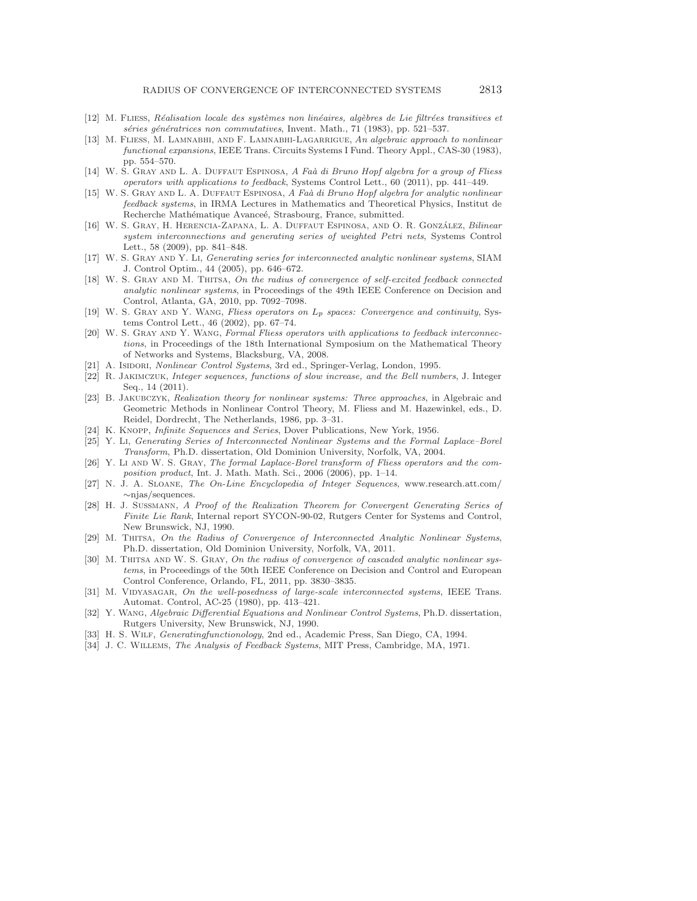[12] M. Fliess, *Réalisation locale des systèmes non linéaires, algèbres de Lie filtrées transitives et séries génératrices non commutatives*, Invent. Math., 71 (1983), pp. 521–537.

[13] M. Fliess, M. Lamnabhi, and F. Lamnabhi-Lagarrigue, *An algebraic approach to nonlinear functional expansions*, IEEE Trans. Circuits Systems I Fund. Theory Appl., CAS-30 (1983), pp. 554–570.

[14] W. S. Gray and L. A. Duffaut Espinosa, *A Faà di Bruno Hopf algebra for a group of Fliess operators with applications to feedback*, Systems Control Lett., 60 (2011), pp. 441–449.

[15] W. S. Gray and L. A. Duffaut Espinosa, *A Faà di Bruno Hopf algebra for analytic nonlinear feedback systems*, in IRMA Lectures in Mathematics and Theoretical Physics, Institut de Recherche Mathématique Avanceé, Strasbourg, France, submitted.

[16] W. S. Gray, H. Herencia-Zapana, L. A. Duffaut Espinosa, and O. R. González, *Bilinear system interconnections and generating series of weighted Petri nets*, Systems Control Lett., 58 (2009), pp. 841–848.

[17] W. S. Gray and Y. Li, *Generating series for interconnected analytic nonlinear systems*, SIAM J. Control Optim., 44 (2005), pp. 646–672.

[18] W. S. Gray and M. Thitsa, *On the radius of convergence of self-excited feedback connected analytic nonlinear systems*, in Proceedings of the 49th IEEE Conference on Decision and Control, Atlanta, GA, 2010, pp. 7092–7098.

[19] W. S. Gray and Y. Wang, *Fliess operators on $L_p$ spaces: Convergence and continuity*, Systems Control Lett., 46 (2002), pp. 67–74.

[20] W. S. Gray and Y. Wang, *Formal Fliess operators with applications to feedback interconnections*, in Proceedings of the 18th International Symposium on the Mathematical Theory of Networks and Systems, Blacksburg, VA, 2008.

[21] A. Isidori, *Nonlinear Control Systems*, 3rd ed., Springer-Verlag, London, 1995.

[22] R. Jakimczuk, *Integer sequences, functions of slow increase, and the Bell numbers*, J. Integer Seq., 14 (2011).

[23] B. Jakubczyk, *Realization theory for nonlinear systems: Three approaches*, in Algebraic and Geometric Methods in Nonlinear Control Theory, M. Fliess and M. Hazewinkel, eds., D. Reidel, Dordrecht, The Netherlands, 1986, pp. 3–31.

[24] K. Knopp, *Infinite Sequences and Series*, Dover Publications, New York, 1956.

[25] Y. Li, *Generating Series of Interconnected Nonlinear Systems and the Formal Laplace–Borel Transform*, Ph.D. dissertation, Old Dominion University, Norfolk, VA, 2004.

[26] Y. Li and W. S. Gray, *The formal Laplace-Borel transform of Fliess operators and the composition product*, Int. J. Math. Math. Sci., 2006 (2006), pp. 1–14.

[27] N. J. A. Sloane, *The On-Line Encyclopedia of Integer Sequences*, www.research.att.com/∼njas/sequences.

[28] H. J. Sussmann, *A Proof of the Realization Theorem for Convergent Generating Series of Finite Lie Rank*, Internal report SYCON-90-02, Rutgers Center for Systems and Control, New Brunswick, NJ, 1990.

[29] M. Thitsa, *On the Radius of Convergence of Interconnected Analytic Nonlinear Systems*, Ph.D. dissertation, Old Dominion University, Norfolk, VA, 2011.

[30] M. Thitsa and W. S. Gray, *On the radius of convergence of cascaded analytic nonlinear systems*, in Proceedings of the 50th IEEE Conference on Decision and Control and European Control Conference, Orlando, FL, 2011, pp. 3830–3835.

[31] M. Vidyasagar, *On the well-posedness of large-scale interconnected systems*, IEEE Trans. Automat. Control, AC-25 (1980), pp. 413–421.

[32] Y. Wang, *Algebraic Differential Equations and Nonlinear Control Systems*, Ph.D. dissertation, Rutgers University, New Brunswick, NJ, 1990.

[33] H. S. Wilf, *Generatingfunctionology*, 2nd ed., Academic Press, San Diego, CA, 1994.

[34] J. C. Willems, *The Analysis of Feedback Systems*, MIT Press, Cambridge, MA, 1971.